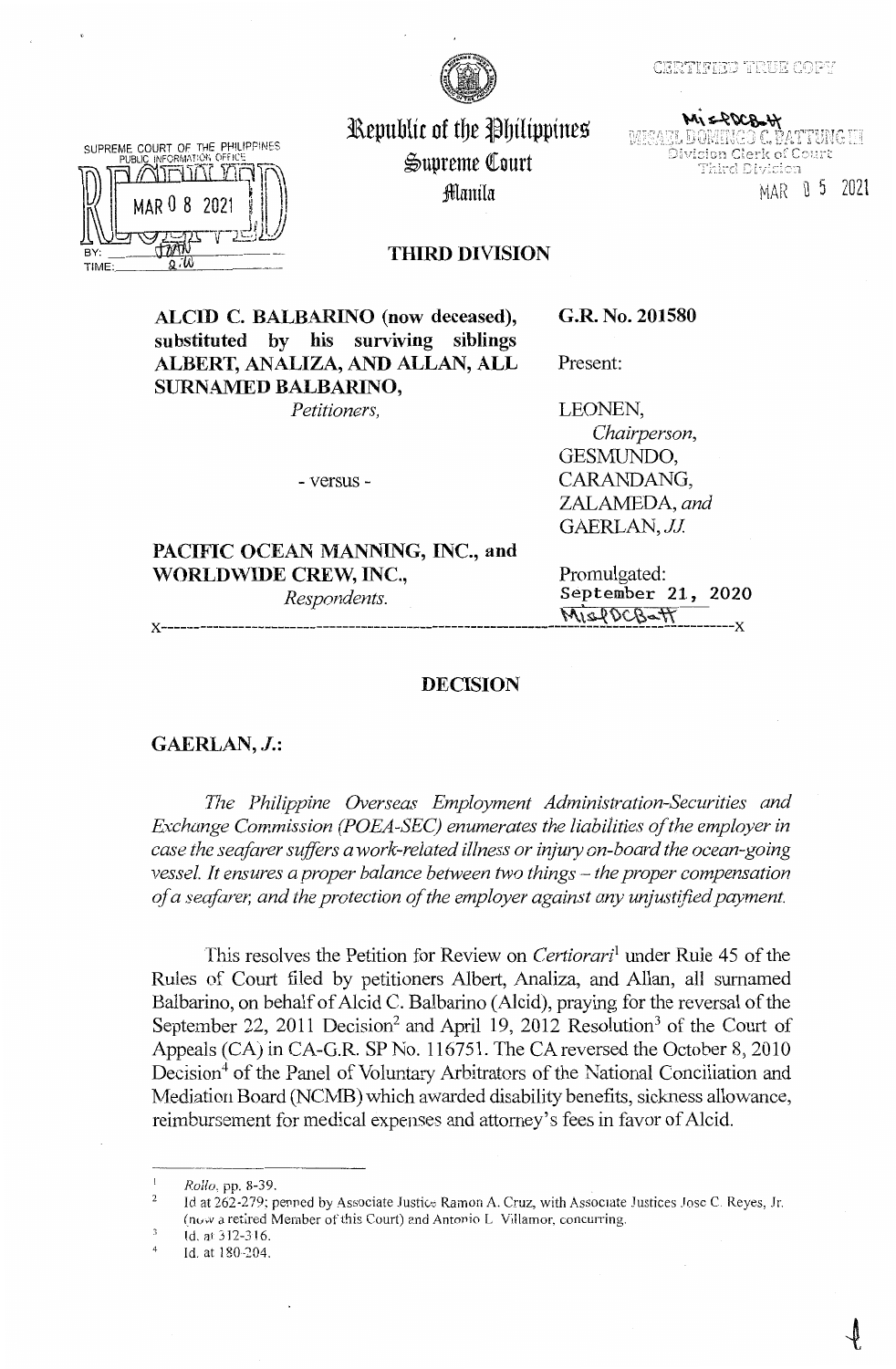CERTIFIED TRUE COPY

MISAEL DOMINGO C. BATTUNG III
Division Clerk of Court
Third Division
MAR 05 2021

SUPREME COURT OF THE PHILIPPINES
PUBLIC INFORMATION OFFICE
RECEIVED
MAR 08 2021
BY:
TIME:

# Republic of the Philippines
## Supreme Court
### Manila

### THIRD DIVISION

| | |
|---|---|
| **ALCID C. BALBARINO (now deceased), substituted by his surviving siblings ALBERT, ANALIZA, AND ALLAN, ALL SURNAMED BALBARINO,** *Petitioners,* | **G.R. No. 201580** |
| | Present: |
| - versus - | LEONEN, *Chairperson,* GESMUNDO, CARANDANG, ZALAMEDA, *and* GAERLAN, *JJ.* |
| **PACIFIC OCEAN MANNING, INC., and WORLDWIDE CREW, INC.,** *Respondents.* | Promulgated: September 21, 2020 |

x-----------------------------------------------------------------------------------x

## DECISION

**GAERLAN, *J.*:**

*The Philippine Overseas Employment Administration-Securities and Exchange Commission (POEA-SEC) enumerates the liabilities of the employer in case the seafarer suffers a work-related illness or injury on-board the ocean-going vessel. It ensures a proper balance between two things – the proper compensation of a seafarer, and the protection of the employer against any unjustified payment.*

This resolves the Petition for Review on *Certiorari*[1] under Rule 45 of the Rules of Court filed by petitioners Albert, Analiza, and Allan, all surnamed Balbarino, on behalf of Alcid C. Balbarino (Alcid), praying for the reversal of the September 22, 2011 Decision[2] and April 19, 2012 Resolution[3] of the Court of Appeals (CA) in CA-G.R. SP No. 116751. The CA reversed the October 8, 2010 Decision[4] of the Panel of Voluntary Arbitrators of the National Conciliation and Mediation Board (NCMB) which awarded disability benefits, sickness allowance, reimbursement for medical expenses and attorney's fees in favor of Alcid.

---

[1] *Rollo*, pp. 8-39.

[2] Id at 262-279; penned by Associate Justice Ramon A. Cruz, with Associate Justices Jose C. Reyes, Jr. (now a retired Member of this Court) and Antonio L. Villamor, concurring.

[3] Id. at 312-316.

[4] Id. at 180-204.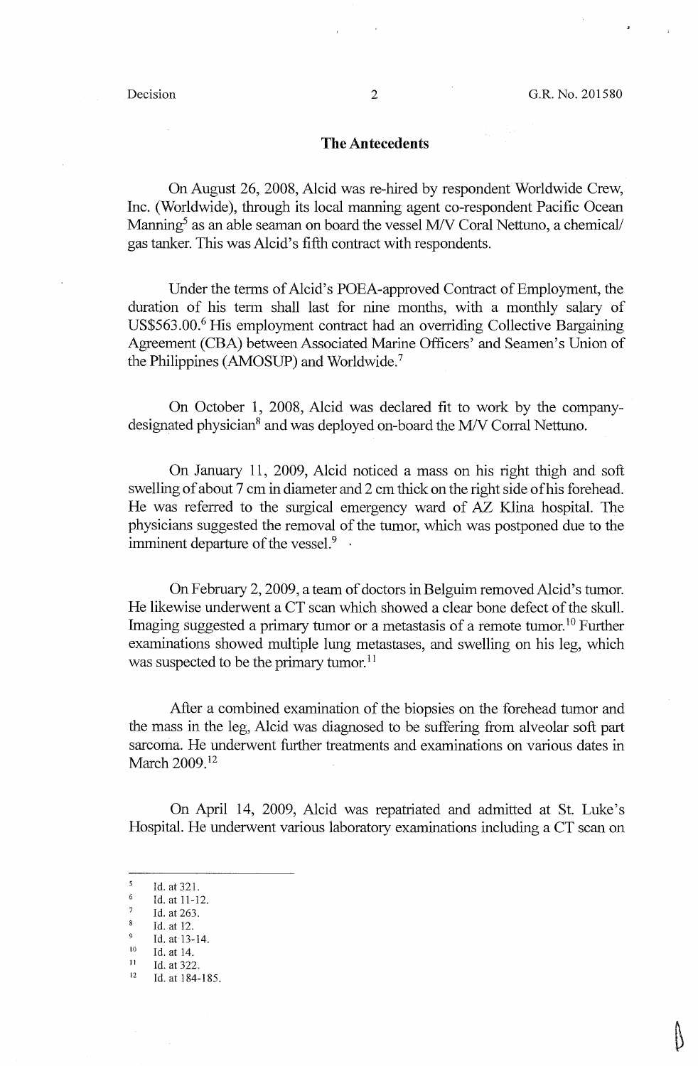## The Antecedents

On August 26, 2008, Alcid was re-hired by respondent Worldwide Crew, Inc. (Worldwide), through its local manning agent co-respondent Pacific Ocean Manning[5] as an able seaman on board the vessel M/V Coral Nettuno, a chemical/ gas tanker. This was Alcid's fifth contract with respondents.

Under the terms of Alcid's POEA-approved Contract of Employment, the duration of his term shall last for nine months, with a monthly salary of US$563.00.[6] His employment contract had an overriding Collective Bargaining Agreement (CBA) between Associated Marine Officers' and Seamen's Union of the Philippines (AMOSUP) and Worldwide.[7]

On October 1, 2008, Alcid was declared fit to work by the company-designated physician[8] and was deployed on-board the M/V Corral Nettuno.

On January 11, 2009, Alcid noticed a mass on his right thigh and soft swelling of about 7 cm in diameter and 2 cm thick on the right side of his forehead. He was referred to the surgical emergency ward of AZ Klina hospital. The physicians suggested the removal of the tumor, which was postponed due to the imminent departure of the vessel.[9]

On February 2, 2009, a team of doctors in Belguim removed Alcid's tumor. He likewise underwent a CT scan which showed a clear bone defect of the skull. Imaging suggested a primary tumor or a metastasis of a remote tumor.[10] Further examinations showed multiple lung metastases, and swelling on his leg, which was suspected to be the primary tumor.[11]

After a combined examination of the biopsies on the forehead tumor and the mass in the leg, Alcid was diagnosed to be suffering from alveolar soft part sarcoma. He underwent further treatments and examinations on various dates in March 2009.[12]

On April 14, 2009, Alcid was repatriated and admitted at St. Luke's Hospital. He underwent various laboratory examinations including a CT scan on

---

[5] Id. at 321.

[6] Id. at 11-12.

[7] Id. at 263.

[8] Id. at 12.

[9] Id. at 13-14.

[10] Id. at 14.

[11] Id. at 322.

[12] Id. at 184-185.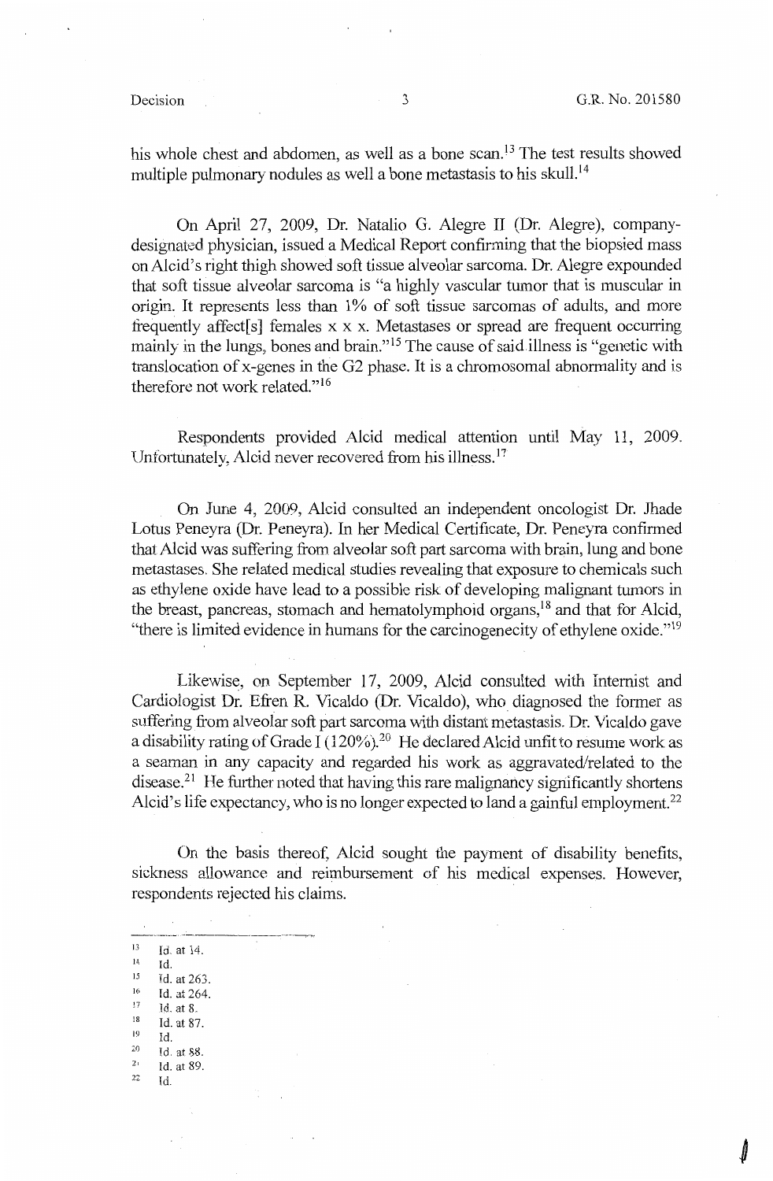his whole chest and abdomen, as well as a bone scan.[13] The test results showed multiple pulmonary nodules as well a bone metastasis to his skull.[14]

On April 27, 2009, Dr. Natalio G. Alegre II (Dr. Alegre), company-designated physician, issued a Medical Report confirming that the biopsied mass on Alcid's right thigh showed soft tissue alveolar sarcoma. Dr. Alegre expounded that soft tissue alveolar sarcoma is "a highly vascular tumor that is muscular in origin. It represents less than 1% of soft tissue sarcomas of adults, and more frequently affect[s] females x x x. Metastases or spread are frequent occurring mainly in the lungs, bones and brain."[15] The cause of said illness is "genetic with translocation of x-genes in the G2 phase. It is a chromosomal abnormality and is therefore not work related."[16]

Respondents provided Alcid medical attention until May 11, 2009. Unfortunately, Alcid never recovered from his illness.[17]

On June 4, 2009, Alcid consulted an independent oncologist Dr. Jhade Lotus Peneyra (Dr. Peneyra). In her Medical Certificate, Dr. Peneyra confirmed that Alcid was suffering from alveolar soft part sarcoma with brain, lung and bone metastases. She related medical studies revealing that exposure to chemicals such as ethylene oxide have lead to a possible risk of developing malignant tumors in the breast, pancreas, stomach and hematolymphoid organs,[18] and that for Alcid, "there is limited evidence in humans for the carcinogenecity of ethylene oxide."[19]

Likewise, on September 17, 2009, Alcid consulted with Internist and Cardiologist Dr. Efren R. Vicaldo (Dr. Vicaldo), who diagnosed the former as suffering from alveolar soft part sarcoma with distant metastasis. Dr. Vicaldo gave a disability rating of Grade I (120%).[20] He declared Alcid unfit to resume work as a seaman in any capacity and regarded his work as aggravated/related to the disease.[21] He further noted that having this rare malignancy significantly shortens Alcid's life expectancy, who is no longer expected to land a gainful employment.[22]

On the basis thereof, Alcid sought the payment of disability benefits, sickness allowance and reimbursement of his medical expenses. However, respondents rejected his claims.

---

[13] Id. at 14.
[14] Id.
[15] Id. at 263.
[16] Id. at 264.
[17] Id. at 8.
[18] Id. at 87.
[19] Id.
[20] Id. at 88.
[21] Id. at 89.
[22] Id.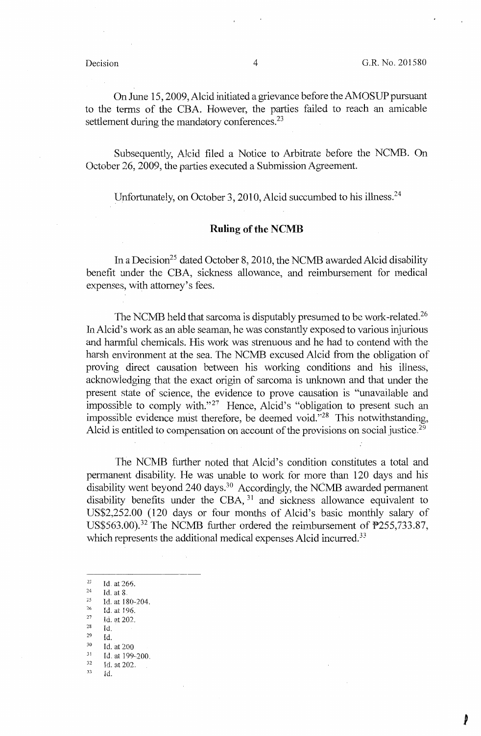On June 15, 2009, Alcid initiated a grievance before the AMOSUP pursuant to the terms of the CBA. However, the parties failed to reach an amicable settlement during the mandatory conferences.[23]

Subsequently, Alcid filed a Notice to Arbitrate before the NCMB. On October 26, 2009, the parties executed a Submission Agreement.

Unfortunately, on October 3, 2010, Alcid succumbed to his illness.[24]

## Ruling of the NCMB

In a Decision[25] dated October 8, 2010, the NCMB awarded Alcid disability benefit under the CBA, sickness allowance, and reimbursement for medical expenses, with attorney's fees.

The NCMB held that sarcoma is disputably presumed to be work-related.[26] In Alcid's work as an able seaman, he was constantly exposed to various injurious and harmful chemicals. His work was strenuous and he had to contend with the harsh environment at the sea. The NCMB excused Alcid from the obligation of proving direct causation between his working conditions and his illness, acknowledging that the exact origin of sarcoma is unknown and that under the present state of science, the evidence to prove causation is "unavailable and impossible to comply with."[27] Hence, Alcid's "obligation to present such an impossible evidence must therefore, be deemed void."[28] This notwithstanding, Alcid is entitled to compensation on account of the provisions on social justice.[29]

The NCMB further noted that Alcid's condition constitutes a total and permanent disability. He was unable to work for more than 120 days and his disability went beyond 240 days.[30] Accordingly, the NCMB awarded permanent disability benefits under the CBA,[31] and sickness allowance equivalent to US$2,252.00 (120 days or four months of Alcid's basic monthly salary of US$563.00).[32] The NCMB further ordered the reimbursement of ₱255,733.87, which represents the additional medical expenses Alcid incurred.[33]

---

[23] Id. at 266.
[24] Id. at 8.
[25] Id. at 180-204.
[26] Id. at 196.
[27] Id. at 202.
[28] Id.
[29] Id.
[30] Id. at 200
[31] Id. at 199-200.
[32] Id. at 202.
[33] Id.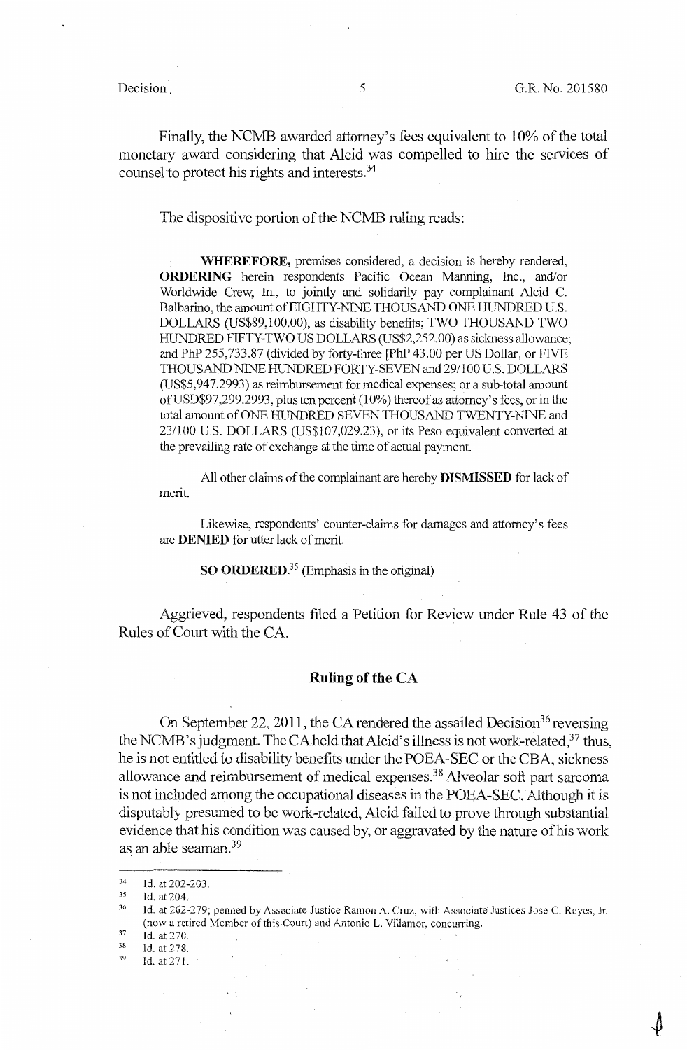Finally, the NCMB awarded attorney's fees equivalent to 10% of the total monetary award considering that Alcid was compelled to hire the services of counsel to protect his rights and interests.[34]

The dispositive portion of the NCMB ruling reads:

> **WHEREFORE,** premises considered, a decision is hereby rendered, **ORDERING** herein respondents Pacific Ocean Manning, Inc., and/or Worldwide Crew, In., to jointly and solidarily pay complainant Alcid C. Balbarino, the amount of EIGHTY-NINE THOUSAND ONE HUNDRED U.S. DOLLARS (US$89,100.00), as disability benefits; TWO THOUSAND TWO HUNDRED FIFTY-TWO US DOLLARS (US$2,252.00) as sickness allowance; and PhP 255,733.87 (divided by forty-three [PhP 43.00 per US Dollar] or FIVE THOUSAND NINE HUNDRED FORTY-SEVEN and 29/100 U.S. DOLLARS (US$5,947.2993) as reimbursement for medical expenses; or a sub-total amount of USD$97,299.2993, plus ten percent (10%) thereof as attorney's fees, or in the total amount of ONE HUNDRED SEVEN THOUSAND TWENTY-NINE and 23/100 U.S. DOLLARS (US$107,029.23), or its Peso equivalent converted at the prevailing rate of exchange at the time of actual payment.
>
> All other claims of the complainant are hereby **DISMISSED** for lack of merit.
>
> Likewise, respondents' counter-claims for damages and attorney's fees are **DENIED** for utter lack of merit.
>
> **SO ORDERED**.[35] (Emphasis in the original)

Aggrieved, respondents filed a Petition for Review under Rule 43 of the Rules of Court with the CA.

## Ruling of the CA

On September 22, 2011, the CA rendered the assailed Decision[36] reversing the NCMB's judgment. The CA held that Alcid's illness is not work-related,[37] thus, he is not entitled to disability benefits under the POEA-SEC or the CBA, sickness allowance and reimbursement of medical expenses.[38] Alveolar soft part sarcoma is not included among the occupational diseases in the POEA-SEC. Although it is disputably presumed to be work-related, Alcid failed to prove through substantial evidence that his condition was caused by, or aggravated by the nature of his work as an able seaman.[39]

---

[34] Id. at 202-203.

[35] Id. at 204.

[36] Id. at 262-279; penned by Associate Justice Ramon A. Cruz, with Associate Justices Jose C. Reyes, Jr. (now a retired Member of this Court) and Antonio L. Villamor, concurring.

[37] Id. at 270.

[38] Id. at 278.

[39] Id. at 271.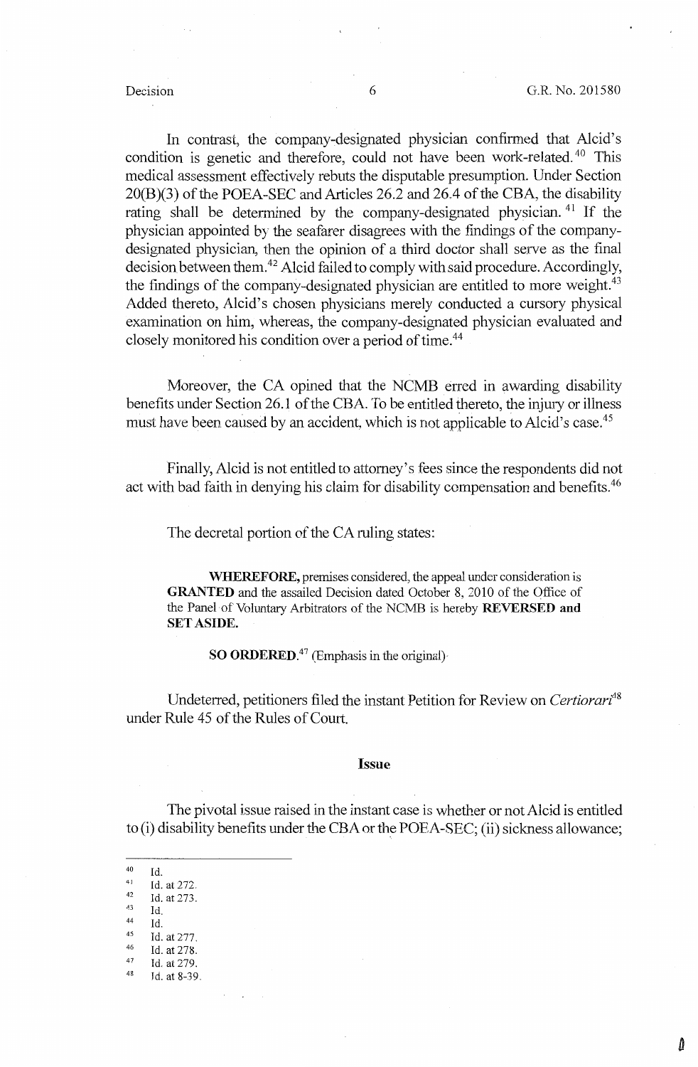In contrast, the company-designated physician confirmed that Alcid's condition is genetic and therefore, could not have been work-related.[40] This medical assessment effectively rebuts the disputable presumption. Under Section 20(B)(3) of the POEA-SEC and Articles 26.2 and 26.4 of the CBA, the disability rating shall be determined by the company-designated physician.[41] If the physician appointed by the seafarer disagrees with the findings of the company-designated physician, then the opinion of a third doctor shall serve as the final decision between them.[42] Alcid failed to comply with said procedure. Accordingly, the findings of the company-designated physician are entitled to more weight.[43] Added thereto, Alcid's chosen physicians merely conducted a cursory physical examination on him, whereas, the company-designated physician evaluated and closely monitored his condition over a period of time.[44]

Moreover, the CA opined that the NCMB erred in awarding disability benefits under Section 26.1 of the CBA. To be entitled thereto, the injury or illness must have been caused by an accident, which is not applicable to Alcid's case.[45]

Finally, Alcid is not entitled to attorney's fees since the respondents did not act with bad faith in denying his claim for disability compensation and benefits.[46]

The decretal portion of the CA ruling states:

> **WHEREFORE,** premises considered, the appeal under consideration is **GRANTED** and the assailed Decision dated October 8, 2010 of the Office of the Panel of Voluntary Arbitrators of the NCMB is hereby **REVERSED and SET ASIDE.**
>
> **SO ORDERED.**[47] (Emphasis in the original)

Undeterred, petitioners filed the instant Petition for Review on *Certiorari*[48] under Rule 45 of the Rules of Court.

## Issue

The pivotal issue raised in the instant case is whether or not Alcid is entitled to (i) disability benefits under the CBA or the POEA-SEC; (ii) sickness allowance;

---

[40] Id.
[41] Id. at 272.
[42] Id. at 273.
[43] Id.
[44] Id.
[45] Id. at 277.
[46] Id. at 278.
[47] Id. at 279.
[48] Id. at 8-39.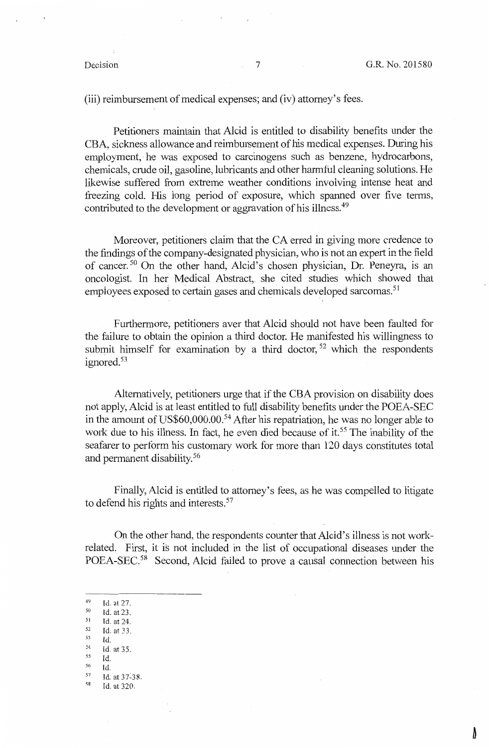(iii) reimbursement of medical expenses; and (iv) attorney's fees.

Petitioners maintain that Alcid is entitled to disability benefits under the CBA, sickness allowance and reimbursement of his medical expenses. During his employment, he was exposed to carcinogens such as benzene, hydrocarbons, chemicals, crude oil, gasoline, lubricants and other harmful cleaning solutions. He likewise suffered from extreme weather conditions involving intense heat and freezing cold. His long period of exposure, which spanned over five terms, contributed to the development or aggravation of his illness.[49]

Moreover, petitioners claim that the CA erred in giving more credence to the findings of the company-designated physician, who is not an expert in the field of cancer.[50] On the other hand, Alcid's chosen physician, Dr. Peneyra, is an oncologist. In her Medical Abstract, she cited studies which showed that employees exposed to certain gases and chemicals developed sarcomas.[51]

Furthermore, petitioners aver that Alcid should not have been faulted for the failure to obtain the opinion a third doctor. He manifested his willingness to submit himself for examination by a third doctor,[52] which the respondents ignored.[53]

Alternatively, petitioners urge that if the CBA provision on disability does not apply, Alcid is at least entitled to full disability benefits under the POEA-SEC in the amount of US$60,000.00.[54] After his repatriation, he was no longer able to work due to his illness. In fact, he even died because of it.[55] The inability of the seafarer to perform his customary work for more than 120 days constitutes total and permanent disability.[56]

Finally, Alcid is entitled to attorney's fees, as he was compelled to litigate to defend his rights and interests.[57]

On the other hand, the respondents counter that Alcid's illness is not work-related. First, it is not included in the list of occupational diseases under the POEA-SEC.[58] Second, Alcid failed to prove a causal connection between his

---

[49] Id. at 27.
[50] Id. at 23.
[51] Id. at 24.
[52] Id. at 33.
[53] Id.
[54] Id. at 35.
[55] Id.
[56] Id.
[57] Id. at 37-38.
[58] Id. at 320.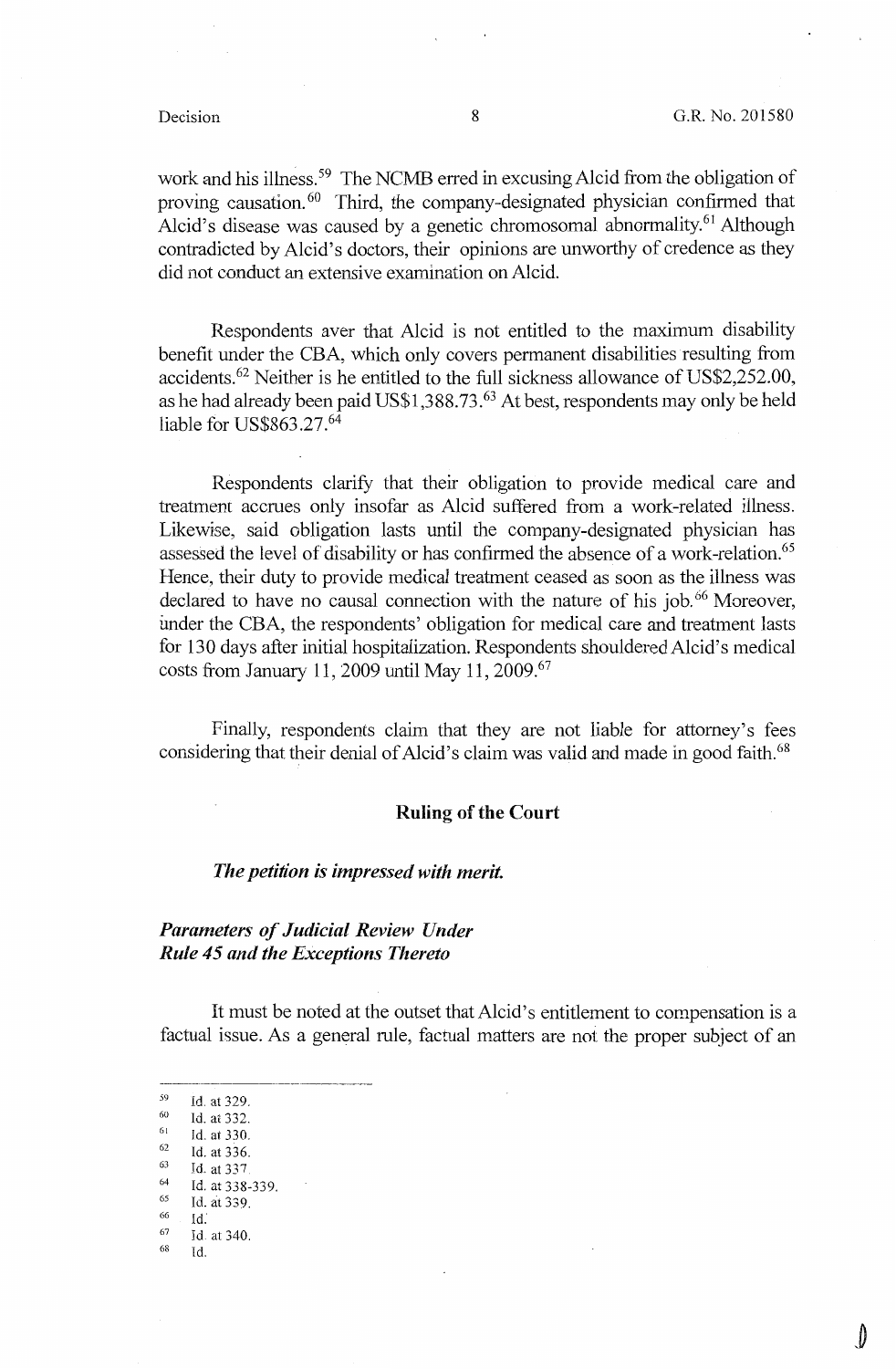work and his illness.[59] The NCMB erred in excusing Alcid from the obligation of proving causation.[60] Third, the company-designated physician confirmed that Alcid's disease was caused by a genetic chromosomal abnormality.[61] Although contradicted by Alcid's doctors, their opinions are unworthy of credence as they did not conduct an extensive examination on Alcid.

Respondents aver that Alcid is not entitled to the maximum disability benefit under the CBA, which only covers permanent disabilities resulting from accidents.[62] Neither is he entitled to the full sickness allowance of US$2,252.00, as he had already been paid US$1,388.73.[63] At best, respondents may only be held liable for US$863.27.[64]

Respondents clarify that their obligation to provide medical care and treatment accrues only insofar as Alcid suffered from a work-related illness. Likewise, said obligation lasts until the company-designated physician has assessed the level of disability or has confirmed the absence of a work-relation.[65] Hence, their duty to provide medical treatment ceased as soon as the illness was declared to have no causal connection with the nature of his job.[66] Moreover, under the CBA, the respondents' obligation for medical care and treatment lasts for 130 days after initial hospitalization. Respondents shouldered Alcid's medical costs from January 11, 2009 until May 11, 2009.[67]

Finally, respondents claim that they are not liable for attorney's fees considering that their denial of Alcid's claim was valid and made in good faith.[68]

## Ruling of the Court

***The petition is impressed with merit.***

***Parameters of Judicial Review Under Rule 45 and the Exceptions Thereto***

It must be noted at the outset that Alcid's entitlement to compensation is a factual issue. As a general rule, factual matters are not the proper subject of an

---

[59] Id. at 329.
[60] Id. at 332.
[61] Id. at 330.
[62] Id. at 336.
[63] Id. at 337.
[64] Id. at 338-339.
[65] Id. at 339.
[66] Id.
[67] Id. at 340.
[68] Id.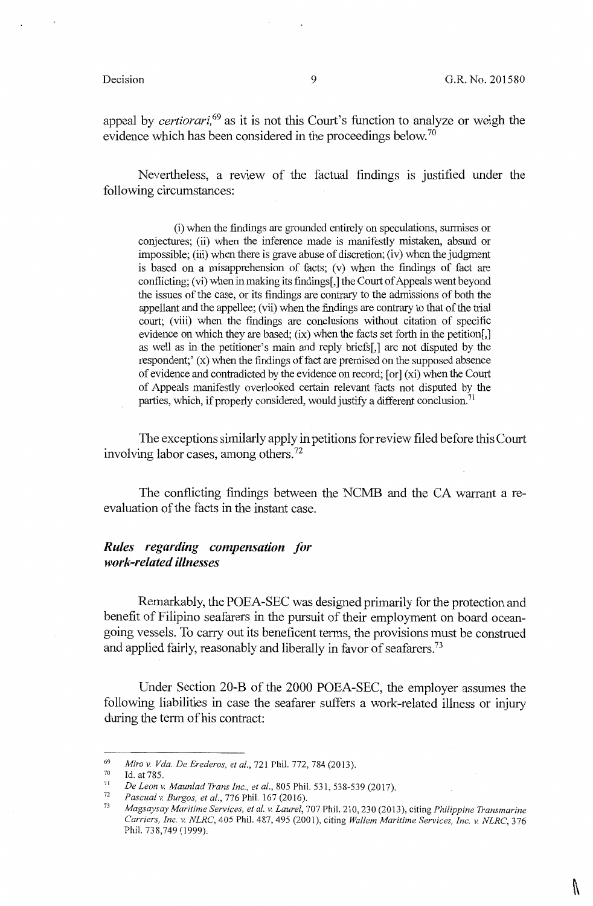appeal by *certiorari*,[69] as it is not this Court's function to analyze or weigh the evidence which has been considered in the proceedings below.[70]

Nevertheless, a review of the factual findings is justified under the following circumstances:

> (i) when the findings are grounded entirely on speculations, surmises or conjectures; (ii) when the inference made is manifestly mistaken, absurd or impossible; (iii) when there is grave abuse of discretion; (iv) when the judgment is based on a misapprehension of facts; (v) when the findings of fact are conflicting; (vi) when in making its findings[,] the Court of Appeals went beyond the issues of the case, or its findings are contrary to the admissions of both the appellant and the appellee; (vii) when the findings are contrary to that of the trial court; (viii) when the findings are conclusions without citation of specific evidence on which they are based; (ix) when the facts set forth in the petition[,] as well as in the petitioner's main and reply briefs[,] are not disputed by the respondent;' (x) when the findings of fact are premised on the supposed absence of evidence and contradicted by the evidence on record; [or] (xi) when the Court of Appeals manifestly overlooked certain relevant facts not disputed by the parties, which, if properly considered, would justify a different conclusion.[71]

The exceptions similarly apply in petitions for review filed before this Court involving labor cases, among others.[72]

The conflicting findings between the NCMB and the CA warrant a re-evaluation of the facts in the instant case.

***Rules regarding compensation for work-related illnesses***

Remarkably, the POEA-SEC was designed primarily for the protection and benefit of Filipino seafarers in the pursuit of their employment on board ocean-going vessels. To carry out its beneficent terms, the provisions must be construed and applied fairly, reasonably and liberally in favor of seafarers.[73]

Under Section 20-B of the 2000 POEA-SEC, the employer assumes the following liabilities in case the seafarer suffers a work-related illness or injury during the term of his contract:

---

[69] *Miro v. Vda. De Erederos, et al.*, 721 Phil. 772, 784 (2013).

[70] Id. at 785.

[71] *De Leon v. Maunlad Trans Inc., et al.*, 805 Phil. 531, 538-539 (2017).

[72] *Pascual v. Burgos, et al.*, 776 Phil. 167 (2016).

[73] *Magsaysay Maritime Services, et al. v. Laurel*, 707 Phil. 210, 230 (2013), citing *Philippine Transmarine Carriers, Inc. v. NLRC*, 405 Phil. 487, 495 (2001), citing *Wallem Maritime Services, Inc. v. NLRC*, 376 Phil. 738,749 (1999).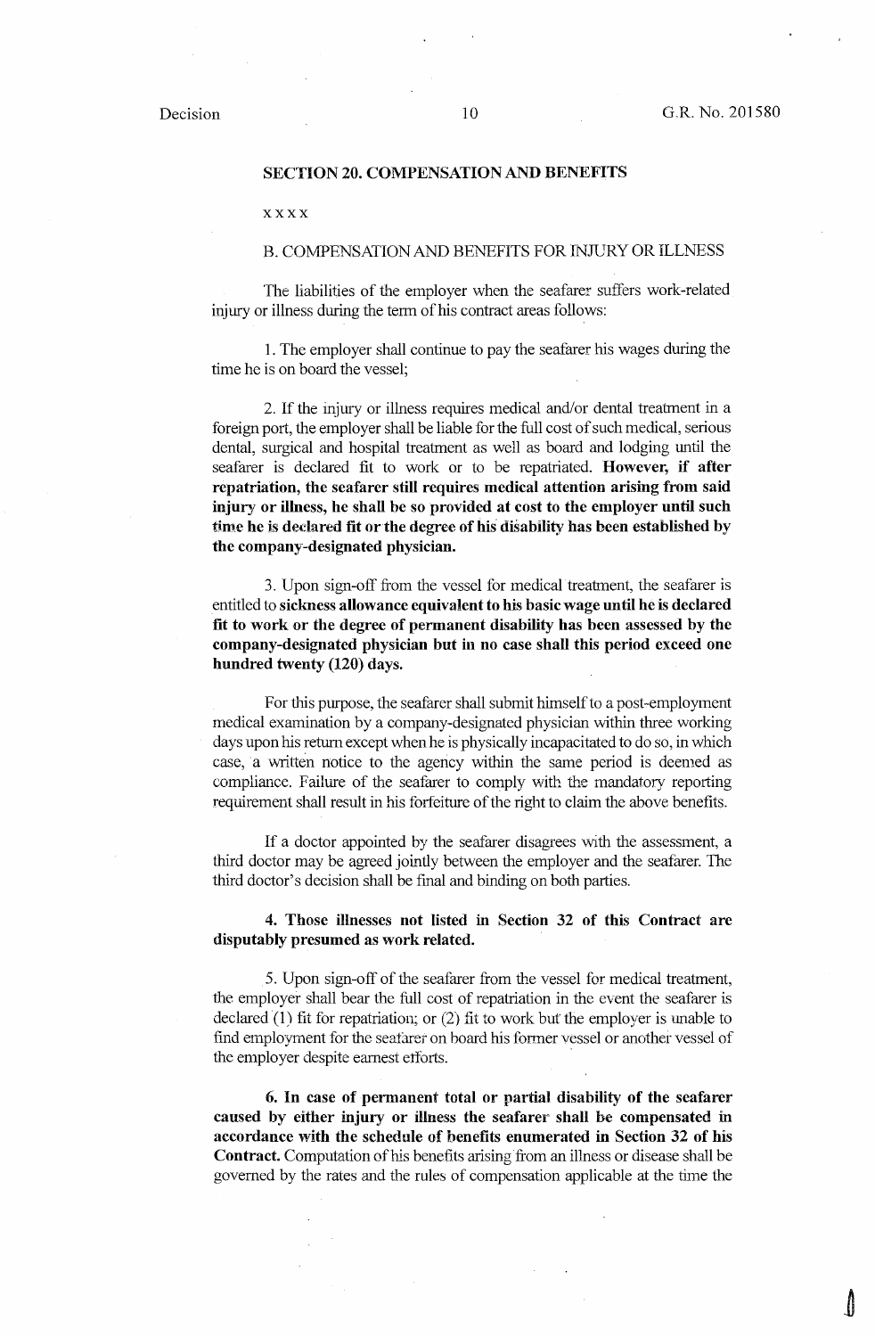**SECTION 20. COMPENSATION AND BENEFITS**

x x x x

B. COMPENSATION AND BENEFITS FOR INJURY OR ILLNESS

The liabilities of the employer when the seafarer suffers work-related injury or illness during the term of his contract areas follows:

1. The employer shall continue to pay the seafarer his wages during the time he is on board the vessel;

2. If the injury or illness requires medical and/or dental treatment in a foreign port, the employer shall be liable for the full cost of such medical, serious dental, surgical and hospital treatment as well as board and lodging until the seafarer is declared fit to work or to be repatriated. **However, if after repatriation, the seafarer still requires medical attention arising from said injury or illness, he shall be so provided at cost to the employer until such time he is declared fit or the degree of his disability has been established by the company-designated physician.**

3. Upon sign-off from the vessel for medical treatment, the seafarer is entitled to **sickness allowance equivalent to his basic wage until he is declared fit to work or the degree of permanent disability has been assessed by the company-designated physician but in no case shall this period exceed one hundred twenty (120) days.**

For this purpose, the seafarer shall submit himself to a post-employment medical examination by a company-designated physician within three working days upon his return except when he is physically incapacitated to do so, in which case, a written notice to the agency within the same period is deemed as compliance. Failure of the seafarer to comply with the mandatory reporting requirement shall result in his forfeiture of the right to claim the above benefits.

If a doctor appointed by the seafarer disagrees with the assessment, a third doctor may be agreed jointly between the employer and the seafarer. The third doctor's decision shall be final and binding on both parties.

**4. Those illnesses not listed in Section 32 of this Contract are disputably presumed as work related.**

5. Upon sign-off of the seafarer from the vessel for medical treatment, the employer shall bear the full cost of repatriation in the event the seafarer is declared (1) fit for repatriation; or (2) fit to work but the employer is unable to find employment for the seafarer on board his former vessel or another vessel of the employer despite earnest efforts.

**6. In case of permanent total or partial disability of the seafarer caused by either injury or illness the seafarer shall be compensated in accordance with the schedule of benefits enumerated in Section 32 of his Contract.** Computation of his benefits arising from an illness or disease shall be governed by the rates and the rules of compensation applicable at the time the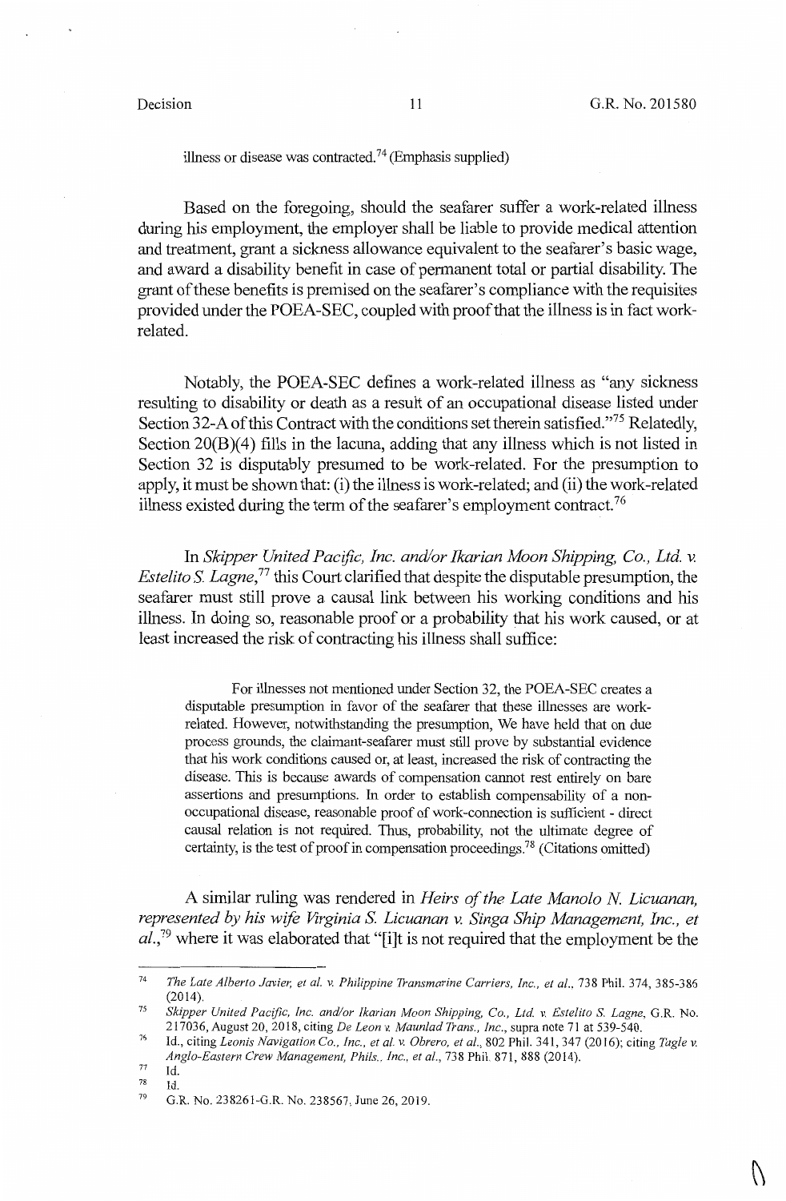illness or disease was contracted.[74] (Emphasis supplied)

Based on the foregoing, should the seafarer suffer a work-related illness during his employment, the employer shall be liable to provide medical attention and treatment, grant a sickness allowance equivalent to the seafarer's basic wage, and award a disability benefit in case of permanent total or partial disability. The grant of these benefits is premised on the seafarer's compliance with the requisites provided under the POEA-SEC, coupled with proof that the illness is in fact work-related.

Notably, the POEA-SEC defines a work-related illness as "any sickness resulting to disability or death as a result of an occupational disease listed under Section 32-A of this Contract with the conditions set therein satisfied."[75] Relatedly, Section 20(B)(4) fills in the lacuna, adding that any illness which is not listed in Section 32 is disputably presumed to be work-related. For the presumption to apply, it must be shown that: (i) the illness is work-related; and (ii) the work-related illness existed during the term of the seafarer's employment contract.[76]

In *Skipper United Pacific, Inc. and/or Ikarian Moon Shipping, Co., Ltd. v. Estelito S. Lagne*,[77] this Court clarified that despite the disputable presumption, the seafarer must still prove a causal link between his working conditions and his illness. In doing so, reasonable proof or a probability that his work caused, or at least increased the risk of contracting his illness shall suffice:

> For illnesses not mentioned under Section 32, the POEA-SEC creates a disputable presumption in favor of the seafarer that these illnesses are work-related. However, notwithstanding the presumption, We have held that on due process grounds, the claimant-seafarer must still prove by substantial evidence that his work conditions caused or, at least, increased the risk of contracting the disease. This is because awards of compensation cannot rest entirely on bare assertions and presumptions. In order to establish compensability of a non-occupational disease, reasonable proof of work-connection is sufficient - direct causal relation is not required. Thus, probability, not the ultimate degree of certainty, is the test of proof in compensation proceedings.[78] (Citations omitted)

A similar ruling was rendered in *Heirs of the Late Manolo N. Licuanan, represented by his wife Virginia S. Licuanan v. Singa Ship Management, Inc., et al.*,[79] where it was elaborated that "[i]t is not required that the employment be the

---

[74] *The Late Alberto Javier, et al. v. Philippine Transmarine Carriers, Inc., et al.*, 738 Phil. 374, 385-386 (2014).

[75] *Skipper United Pacific, Inc. and/or Ikarian Moon Shipping, Co., Ltd. v. Estelito S. Lagne*, G.R. No. 217036, August 20, 2018, citing *De Leon v. Maunlad Trans., Inc.*, supra note 71 at 539-540.

[76] Id., citing *Leonis Navigation Co., Inc., et al. v. Obrero, et al.*, 802 Phil. 341, 347 (2016); citing *Tagle v. Anglo-Eastern Crew Management, Phils., Inc., et al.*, 738 Phil. 871, 888 (2014).

[77] Id.

[78] Id.

[79] G.R. No. 238261-G.R. No. 238567, June 26, 2019.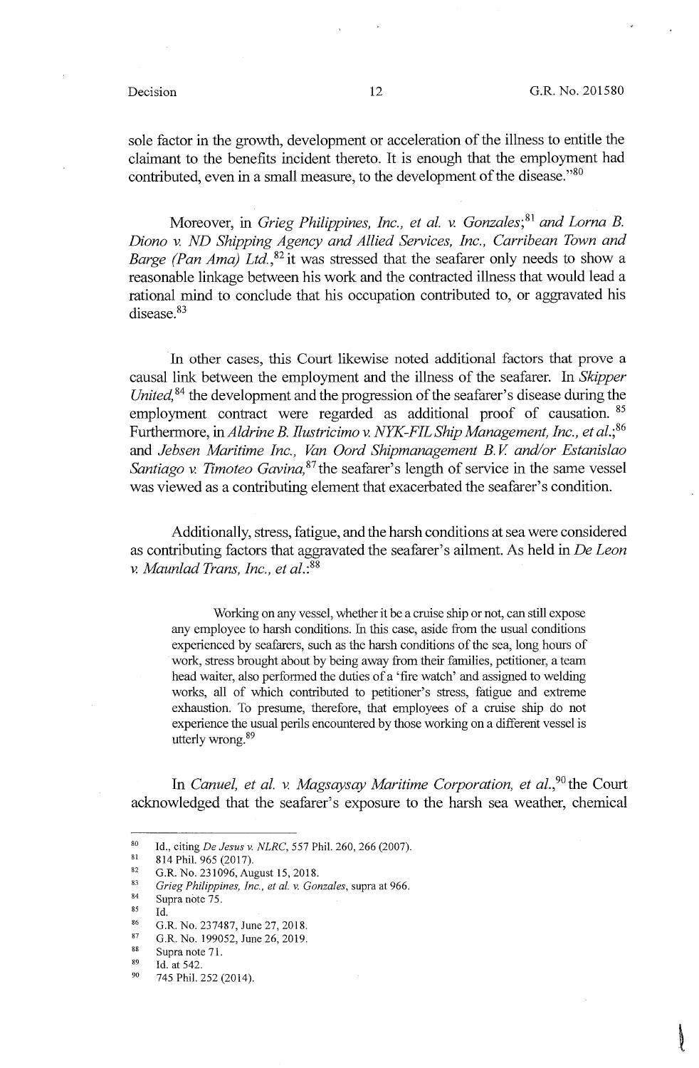sole factor in the growth, development or acceleration of the illness to entitle the claimant to the benefits incident thereto. It is enough that the employment had contributed, even in a small measure, to the development of the disease."[80]

Moreover, in *Grieg Philippines, Inc., et al. v. Gonzales*;[81] and *Lorna B. Diono v. ND Shipping Agency and Allied Services, Inc., Carribean Town and Barge (Pan Ama) Ltd.*,[82] it was stressed that the seafarer only needs to show a reasonable linkage between his work and the contracted illness that would lead a rational mind to conclude that his occupation contributed to, or aggravated his disease.[83]

In other cases, this Court likewise noted additional factors that prove a causal link between the employment and the illness of the seafarer. In *Skipper United*,[84] the development and the progression of the seafarer's disease during the employment contract were regarded as additional proof of causation.[85] Furthermore, in *Aldrine B. Ilustricimo v. NYK-FIL Ship Management, Inc., et al.*;[86] and *Jebsen Maritime Inc., Van Oord Shipmanagement B.V. and/or Estanislao Santiago v. Timoteo Gavina*,[87] the seafarer's length of service in the same vessel was viewed as a contributing element that exacerbated the seafarer's condition.

Additionally, stress, fatigue, and the harsh conditions at sea were considered as contributing factors that aggravated the seafarer's ailment. As held in *De Leon v. Maunlad Trans, Inc., et al.*:[88]

> Working on any vessel, whether it be a cruise ship or not, can still expose any employee to harsh conditions. In this case, aside from the usual conditions experienced by seafarers, such as the harsh conditions of the sea, long hours of work, stress brought about by being away from their families, petitioner, a team head waiter, also performed the duties of a 'fire watch' and assigned to welding works, all of which contributed to petitioner's stress, fatigue and extreme exhaustion. To presume, therefore, that employees of a cruise ship do not experience the usual perils encountered by those working on a different vessel is utterly wrong.[89]

In *Canuel, et al. v. Magsaysay Maritime Corporation, et al.*,[90] the Court acknowledged that the seafarer's exposure to the harsh sea weather, chemical

---

[80] Id., citing *De Jesus v. NLRC*, 557 Phil. 260, 266 (2007).
[81] 814 Phil. 965 (2017).
[82] G.R. No. 231096, August 15, 2018.
[83] *Grieg Philippines, Inc., et al. v. Gonzales*, supra at 966.
[84] Supra note 75.
[85] Id.
[86] G.R. No. 237487, June 27, 2018.
[87] G.R. No. 199052, June 26, 2019.
[88] Supra note 71.
[89] Id. at 542.
[90] 745 Phil. 252 (2014).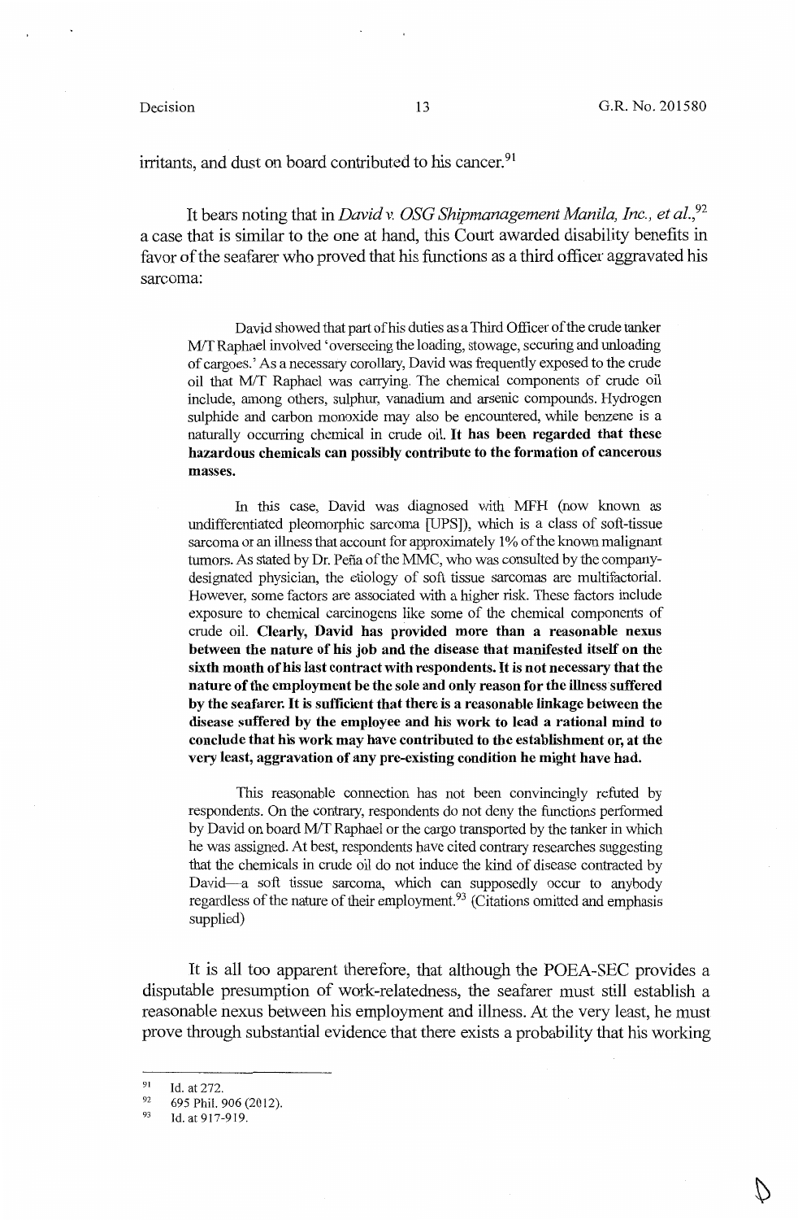irritants, and dust on board contributed to his cancer.[91]

It bears noting that in *David v. OSG Shipmanagement Manila, Inc., et al.*,[92] a case that is similar to the one at hand, this Court awarded disability benefits in favor of the seafarer who proved that his functions as a third officer aggravated his sarcoma:

> David showed that part of his duties as a Third Officer of the crude tanker M/T Raphael involved 'overseeing the loading, stowage, securing and unloading of cargoes.' As a necessary corollary, David was frequently exposed to the crude oil that M/T Raphael was carrying. The chemical components of crude oil include, among others, sulphur, vanadium and arsenic compounds. Hydrogen sulphide and carbon monoxide may also be encountered, while benzene is a naturally occurring chemical in crude oil. **It has been regarded that these hazardous chemicals can possibly contribute to the formation of cancerous masses.**
>
> In this case, David was diagnosed with MFH (now known as undifferentiated pleomorphic sarcoma [UPS]), which is a class of soft-tissue sarcoma or an illness that account for approximately 1% of the known malignant tumors. As stated by Dr. Peña of the MMC, who was consulted by the company-designated physician, the etiology of soft tissue sarcomas are multifactorial. However, some factors are associated with a higher risk. These factors include exposure to chemical carcinogens like some of the chemical components of crude oil. **Clearly, David has provided more than a reasonable nexus between the nature of his job and the disease that manifested itself on the sixth month of his last contract with respondents. It is not necessary that the nature of the employment be the sole and only reason for the illness suffered by the seafarer. It is sufficient that there is a reasonable linkage between the disease suffered by the employee and his work to lead a rational mind to conclude that his work may have contributed to the establishment or, at the very least, aggravation of any pre-existing condition he might have had.**
>
> This reasonable connection has not been convincingly refuted by respondents. On the contrary, respondents do not deny the functions performed by David on board M/T Raphael or the cargo transported by the tanker in which he was assigned. At best, respondents have cited contrary researches suggesting that the chemicals in crude oil do not induce the kind of disease contracted by David—a soft tissue sarcoma, which can supposedly occur to anybody regardless of the nature of their employment.[93] (Citations omitted and emphasis supplied)

It is all too apparent therefore, that although the POEA-SEC provides a disputable presumption of work-relatedness, the seafarer must still establish a reasonable nexus between his employment and illness. At the very least, he must prove through substantial evidence that there exists a probability that his working

---

[91] Id. at 272.

[92] 695 Phil. 906 (2012).

[93] Id. at 917-919.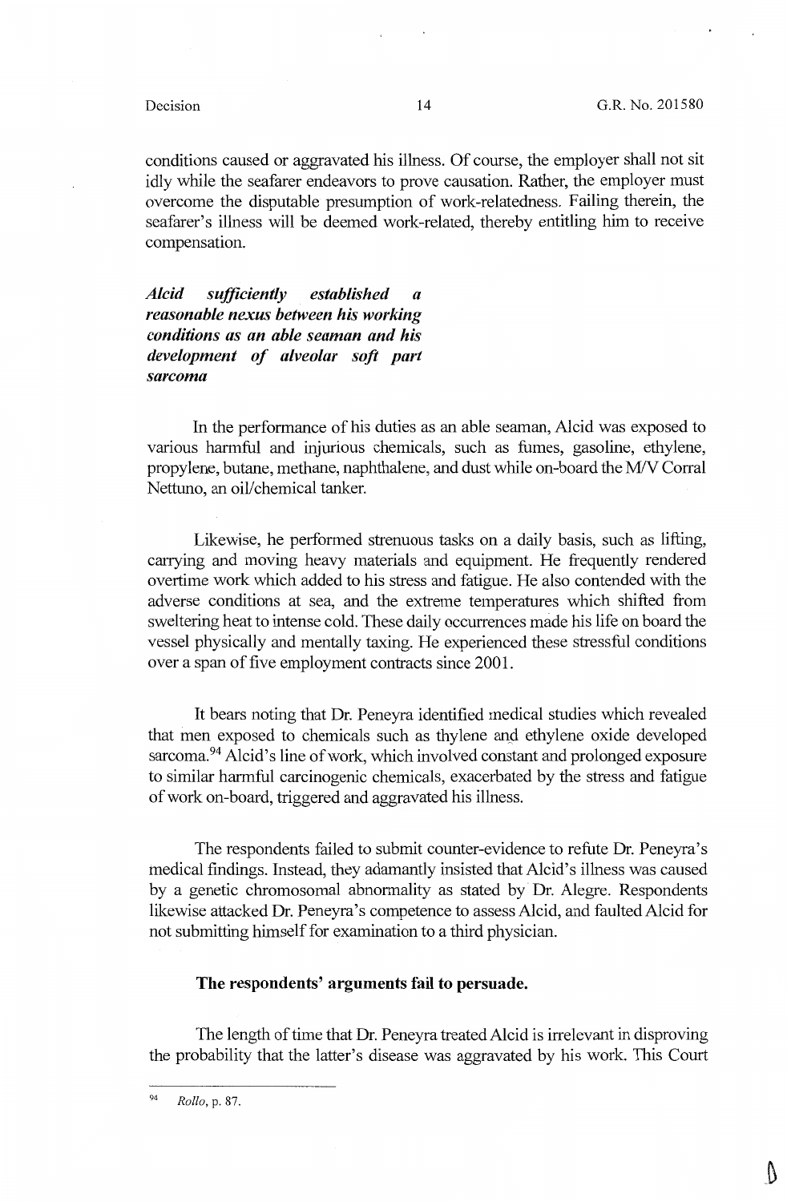conditions caused or aggravated his illness. Of course, the employer shall not sit idly while the seafarer endeavors to prove causation. Rather, the employer must overcome the disputable presumption of work-relatedness. Failing therein, the seafarer's illness will be deemed work-related, thereby entitling him to receive compensation.

***Alcid sufficiently established a reasonable nexus between his working conditions as an able seaman and his development of alveolar soft part sarcoma***

In the performance of his duties as an able seaman, Alcid was exposed to various harmful and injurious chemicals, such as fumes, gasoline, ethylene, propylene, butane, methane, naphthalene, and dust while on-board the M/V Corral Nettuno, an oil/chemical tanker.

Likewise, he performed strenuous tasks on a daily basis, such as lifting, carrying and moving heavy materials and equipment. He frequently rendered overtime work which added to his stress and fatigue. He also contended with the adverse conditions at sea, and the extreme temperatures which shifted from sweltering heat to intense cold. These daily occurrences made his life on board the vessel physically and mentally taxing. He experienced these stressful conditions over a span of five employment contracts since 2001.

It bears noting that Dr. Peneyra identified medical studies which revealed that men exposed to chemicals such as thylene and ethylene oxide developed sarcoma.[94] Alcid's line of work, which involved constant and prolonged exposure to similar harmful carcinogenic chemicals, exacerbated by the stress and fatigue of work on-board, triggered and aggravated his illness.

The respondents failed to submit counter-evidence to refute Dr. Peneyra's medical findings. Instead, they adamantly insisted that Alcid's illness was caused by a genetic chromosomal abnormality as stated by Dr. Alegre. Respondents likewise attacked Dr. Peneyra's competence to assess Alcid, and faulted Alcid for not submitting himself for examination to a third physician.

**The respondents' arguments fail to persuade.**

The length of time that Dr. Peneyra treated Alcid is irrelevant in disproving the probability that the latter's disease was aggravated by his work. This Court

---

[94] *Rollo*, p. 87.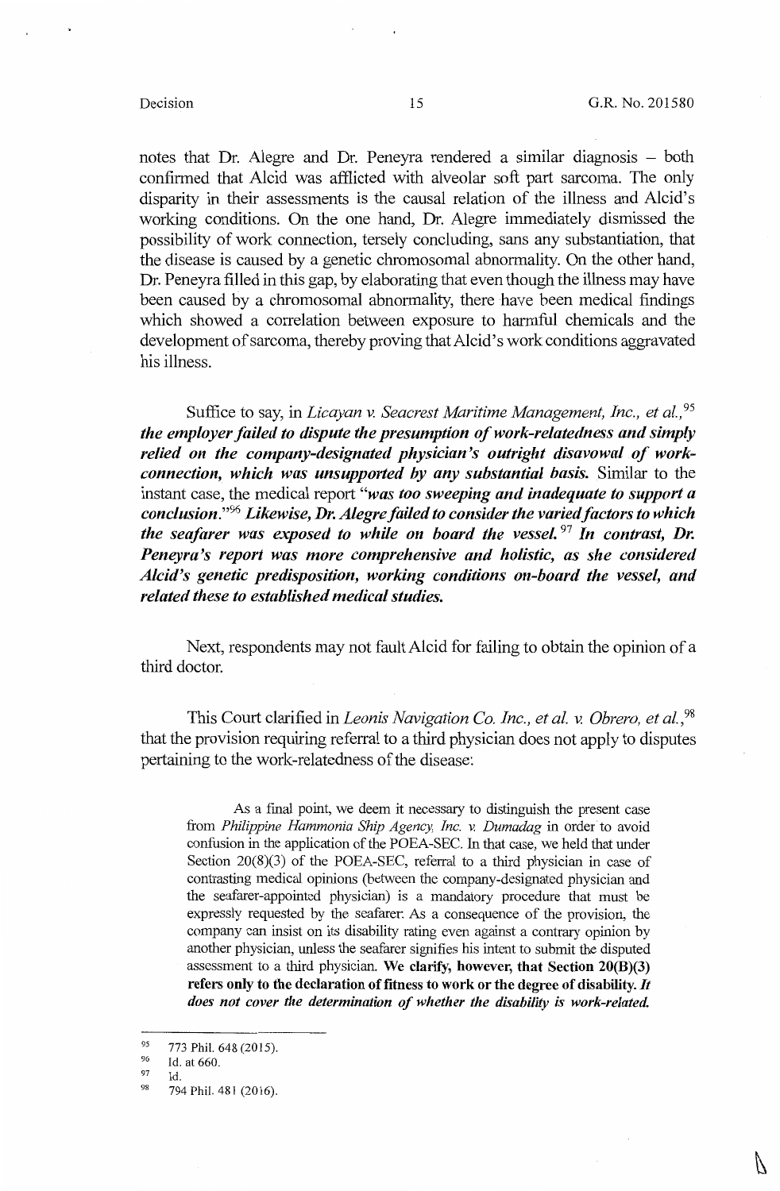notes that Dr. Alegre and Dr. Peneyra rendered a similar diagnosis – both confirmed that Alcid was afflicted with alveolar soft part sarcoma. The only disparity in their assessments is the causal relation of the illness and Alcid's working conditions. On the one hand, Dr. Alegre immediately dismissed the possibility of work connection, tersely concluding, sans any substantiation, that the disease is caused by a genetic chromosomal abnormality. On the other hand, Dr. Peneyra filled in this gap, by elaborating that even though the illness may have been caused by a chromosomal abnormality, there have been medical findings which showed a correlation between exposure to harmful chemicals and the development of sarcoma, thereby proving that Alcid's work conditions aggravated his illness.

Suffice to say, in *Licayan v. Seacrest Maritime Management, Inc., et al.,*[95] ***the employer failed to dispute the presumption of work-relatedness and simply relied on the company-designated physician's outright disavowal of work-connection, which was unsupported by any substantial basis.*** Similar to the instant case, the medical report "***was too sweeping and inadequate to support a conclusion.***"[96] ***Likewise, Dr. Alegre failed to consider the varied factors to which the seafarer was exposed to while on board the vessel.***[97] ***In contrast, Dr. Peneyra's report was more comprehensive and holistic, as she considered Alcid's genetic predisposition, working conditions on-board the vessel, and related these to established medical studies.***

Next, respondents may not fault Alcid for failing to obtain the opinion of a third doctor.

This Court clarified in *Leonis Navigation Co. Inc., et al. v. Obrero, et al.,*[98] that the provision requiring referral to a third physician does not apply to disputes pertaining to the work-relatedness of the disease:

> As a final point, we deem it necessary to distinguish the present case from *Philippine Hammonia Ship Agency, Inc. v. Dumadag* in order to avoid confusion in the application of the POEA-SEC. In that case, we held that under Section 20(8)(3) of the POEA-SEC, referral to a third physician in case of contrasting medical opinions (between the company-designated physician and the seafarer-appointed physician) is a mandatory procedure that must be expressly requested by the seafarer. As a consequence of the provision, the company can insist on its disability rating even against a contrary opinion by another physician, unless the seafarer signifies his intent to submit the disputed assessment to a third physician. **We clarify, however, that Section 20(B)(3) refers only to the declaration of fitness to work or the degree of disability.** ***It does not cover the determination of whether the disability is work-related.***

---

[95] 773 Phil. 648 (2015).

[96] Id. at 660.

[97] Id.

[98] 794 Phil. 481 (2016).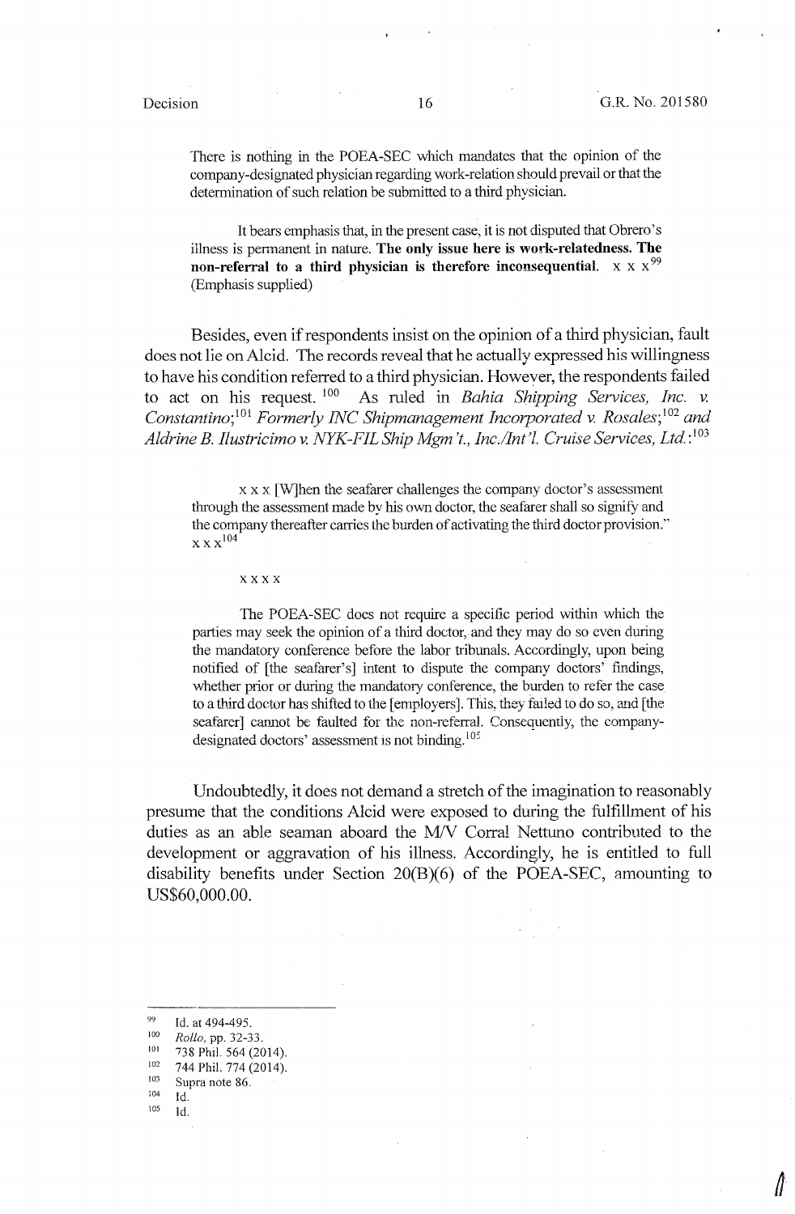There is nothing in the POEA-SEC which mandates that the opinion of the company-designated physician regarding work-relation should prevail or that the determination of such relation be submitted to a third physician.

It bears emphasis that, in the present case, it is not disputed that Obrero's illness is permanent in nature. **The only issue here is work-relatedness. The non-referral to a third physician is therefore inconsequential.** x x x[99] (Emphasis supplied)

Besides, even if respondents insist on the opinion of a third physician, fault does not lie on Alcid. The records reveal that he actually expressed his willingness to have his condition referred to a third physician. However, the respondents failed to act on his request.[100] As ruled in *Bahia Shipping Services, Inc. v. Constantino*;[101] *Formerly INC Shipmanagement Incorporated v. Rosales*;[102] *and Aldrine B. Ilustricimo v. NYK-FIL Ship Mgm't., Inc./Int'l. Cruise Services, Ltd.*:[103]

> x x x [W]hen the seafarer challenges the company doctor's assessment through the assessment made by his own doctor, the seafarer shall so signify and the company thereafter carries the burden of activating the third doctor provision." x x x[104]
>
> x x x x
>
> The POEA-SEC does not require a specific period within which the parties may seek the opinion of a third doctor, and they may do so even during the mandatory conference before the labor tribunals. Accordingly, upon being notified of [the seafarer's] intent to dispute the company doctors' findings, whether prior or during the mandatory conference, the burden to refer the case to a third doctor has shifted to the [employers]. This, they failed to do so, and [the seafarer] cannot be faulted for the non-referral. Consequently, the company-designated doctors' assessment is not binding.[105]

Undoubtedly, it does not demand a stretch of the imagination to reasonably presume that the conditions Alcid were exposed to during the fulfillment of his duties as an able seaman aboard the M/V Corral Nettuno contributed to the development or aggravation of his illness. Accordingly, he is entitled to full disability benefits under Section 20(B)(6) of the POEA-SEC, amounting to US$60,000.00.

---

[99] Id. at 494-495.
[100] *Rollo*, pp. 32-33.
[101] 738 Phil. 564 (2014).
[102] 744 Phil. 774 (2014).
[103] Supra note 86.
[104] Id.
[105] Id.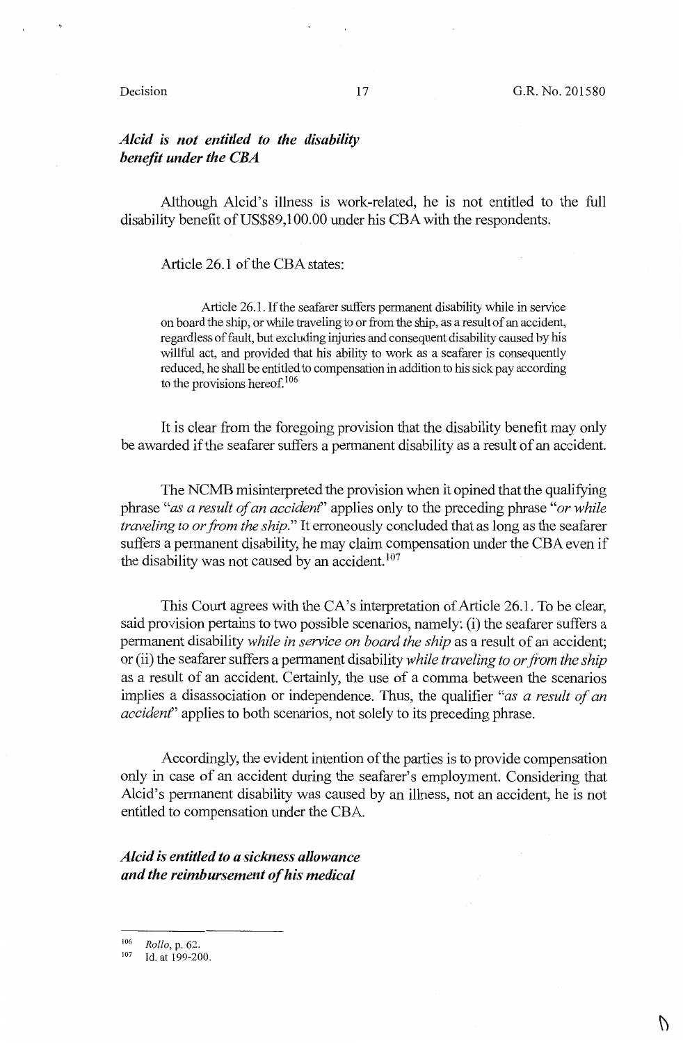***Alcid is not entitled to the disability benefit under the CBA***

Although Alcid's illness is work-related, he is not entitled to the full disability benefit of US$89,100.00 under his CBA with the respondents.

Article 26.1 of the CBA states:

> Article 26.1. If the seafarer suffers permanent disability while in service on board the ship, or while traveling to or from the ship, as a result of an accident, regardless of fault, but excluding injuries and consequent disability caused by his willful act, and provided that his ability to work as a seafarer is consequently reduced, he shall be entitled to compensation in addition to his sick pay according to the provisions hereof.[106]

It is clear from the foregoing provision that the disability benefit may only be awarded if the seafarer suffers a permanent disability as a result of an accident.

The NCMB misinterpreted the provision when it opined that the qualifying phrase "*as a result of an accident*" applies only to the preceding phrase "*or while traveling to or from the ship*." It erroneously concluded that as long as the seafarer suffers a permanent disability, he may claim compensation under the CBA even if the disability was not caused by an accident.[107]

This Court agrees with the CA's interpretation of Article 26.1. To be clear, said provision pertains to two possible scenarios, namely: (i) the seafarer suffers a permanent disability *while in service on board the ship* as a result of an accident; or (ii) the seafarer suffers a permanent disability *while traveling to or from the ship* as a result of an accident. Certainly, the use of a comma between the scenarios implies a disassociation or independence. Thus, the qualifier "*as a result of an accident*" applies to both scenarios, not solely to its preceding phrase.

Accordingly, the evident intention of the parties is to provide compensation only in case of an accident during the seafarer's employment. Considering that Alcid's permanent disability was caused by an illness, not an accident, he is not entitled to compensation under the CBA.

***Alcid is entitled to a sickness allowance and the reimbursement of his medical***

---

[106] *Rollo*, p. 62.

[107] Id. at 199-200.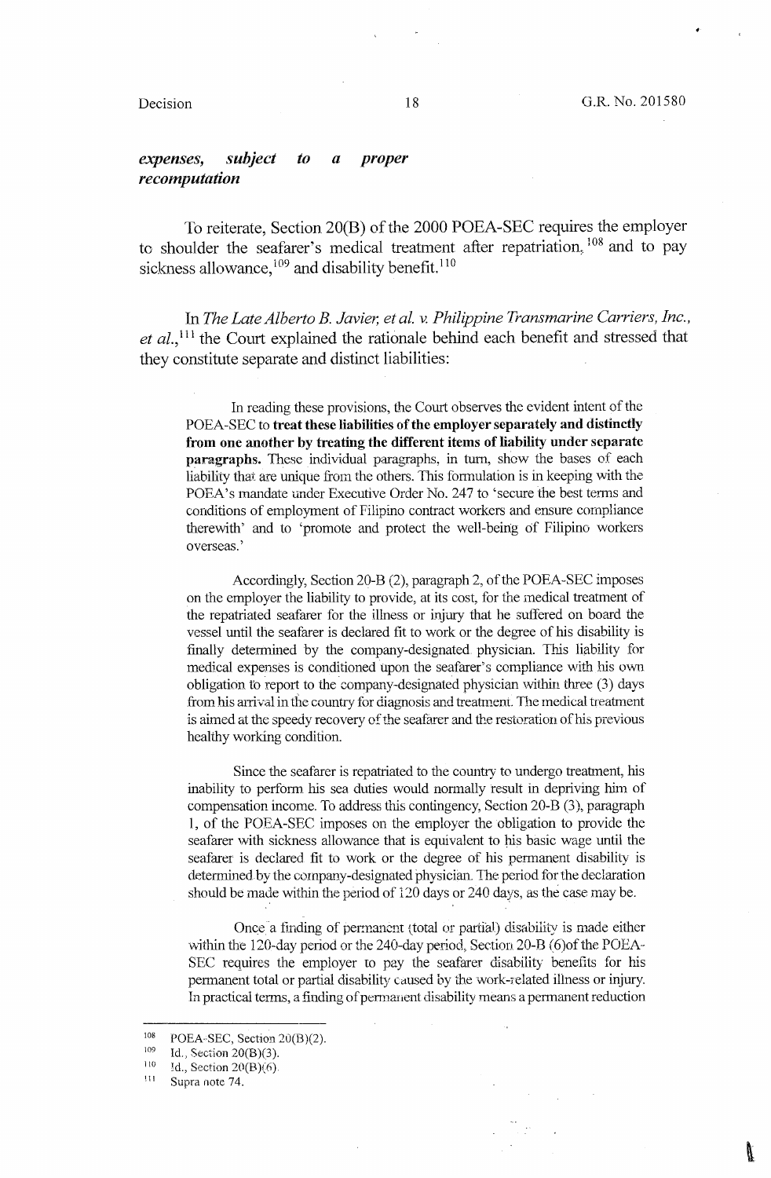***expenses, subject to a proper recomputation***

To reiterate, Section 20(B) of the 2000 POEA-SEC requires the employer to shoulder the seafarer's medical treatment after repatriation,[108] and to pay sickness allowance,[109] and disability benefit.[110]

In *The Late Alberto B. Javier, et al. v. Philippine Transmarine Carriers, Inc., et al.*,[111] the Court explained the rationale behind each benefit and stressed that they constitute separate and distinct liabilities:

> In reading these provisions, the Court observes the evident intent of the POEA-SEC to **treat these liabilities of the employer separately and distinctly from one another by treating the different items of liability under separate paragraphs.** These individual paragraphs, in turn, show the bases of each liability that are unique from the others. This formulation is in keeping with the POEA's mandate under Executive Order No. 247 to 'secure the best terms and conditions of employment of Filipino contract workers and ensure compliance therewith' and to 'promote and protect the well-being of Filipino workers overseas.'
>
> Accordingly, Section 20-B (2), paragraph 2, of the POEA-SEC imposes on the employer the liability to provide, at its cost, for the medical treatment of the repatriated seafarer for the illness or injury that he suffered on board the vessel until the seafarer is declared fit to work or the degree of his disability is finally determined by the company-designated physician. This liability for medical expenses is conditioned upon the seafarer's compliance with his own obligation to report to the company-designated physician within three (3) days from his arrival in the country for diagnosis and treatment. The medical treatment is aimed at the speedy recovery of the seafarer and the restoration of his previous healthy working condition.
>
> Since the seafarer is repatriated to the country to undergo treatment, his inability to perform his sea duties would normally result in depriving him of compensation income. To address this contingency, Section 20-B (3), paragraph 1, of the POEA-SEC imposes on the employer the obligation to provide the seafarer with sickness allowance that is equivalent to his basic wage until the seafarer is declared fit to work or the degree of his permanent disability is determined by the company-designated physician. The period for the declaration should be made within the period of 120 days or 240 days, as the case may be.
>
> Once a finding of permanent (total or partial) disability is made either within the 120-day period or the 240-day period, Section 20-B (6)of the POEA-SEC requires the employer to pay the seafarer disability benefits for his permanent total or partial disability caused by the work-related illness or injury. In practical terms, a finding of permanent disability means a permanent reduction

---

[108] POEA-SEC, Section 20(B)(2).

[109] Id., Section 20(B)(3).

[110] Id., Section 20(B)(6).

[111] Supra note 74.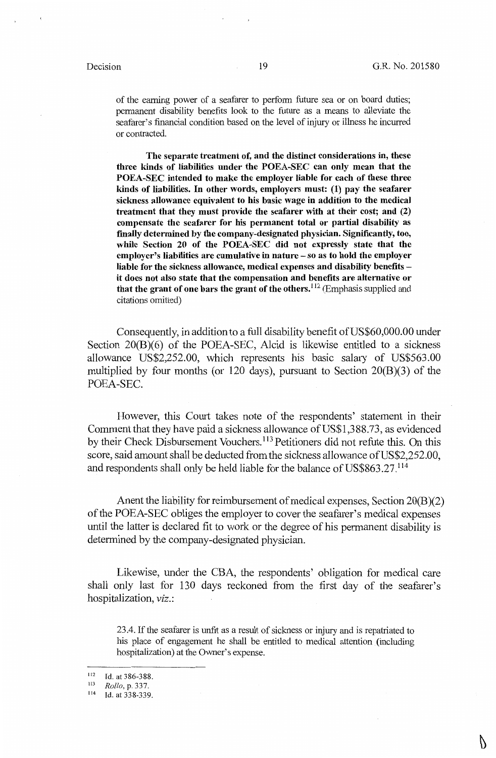of the earning power of a seafarer to perform future sea or on board duties; permanent disability benefits look to the future as a means to alleviate the seafarer's financial condition based on the level of injury or illness he incurred or contracted.

> **The separate treatment of, and the distinct considerations in, these three kinds of liabilities under the POEA-SEC can only mean that the POEA-SEC intended to make the employer liable for each of these three kinds of liabilities. In other words, employers must: (1) pay the seafarer sickness allowance equivalent to his basic wage in addition to the medical treatment that they must provide the seafarer with at their cost; and (2) compensate the seafarer for his permanent total or partial disability as finally determined by the company-designated physician. Significantly, too, while Section 20 of the POEA-SEC did not expressly state that the employer's liabilities are cumulative in nature – so as to hold the employer liable for the sickness allowance, medical expenses and disability benefits – it does not also state that the compensation and benefits are alternative or that the grant of one bars the grant of the others.**[112] (Emphasis supplied and citations omitted)

Consequently, in addition to a full disability benefit of US$60,000.00 under Section 20(B)(6) of the POEA-SEC, Alcid is likewise entitled to a sickness allowance US$2,252.00, which represents his basic salary of US$563.00 multiplied by four months (or 120 days), pursuant to Section 20(B)(3) of the POEA-SEC.

However, this Court takes note of the respondents' statement in their Comment that they have paid a sickness allowance of US$1,388.73, as evidenced by their Check Disbursement Vouchers.[113] Petitioners did not refute this. On this score, said amount shall be deducted from the sickness allowance of US$2,252.00, and respondents shall only be held liable for the balance of US$863.27.[114]

Anent the liability for reimbursement of medical expenses, Section 20(B)(2) of the POEA-SEC obliges the employer to cover the seafarer's medical expenses until the latter is declared fit to work or the degree of his permanent disability is determined by the company-designated physician.

Likewise, under the CBA, the respondents' obligation for medical care shall only last for 130 days reckoned from the first day of the seafarer's hospitalization, *viz.*:

> 23.4. If the seafarer is unfit as a result of sickness or injury and is repatriated to his place of engagement he shall be entitled to medical attention (including hospitalization) at the Owner's expense.

---

[112] Id. at 386-388.

[113] *Rollo*, p. 337.

[114] Id. at 338-339.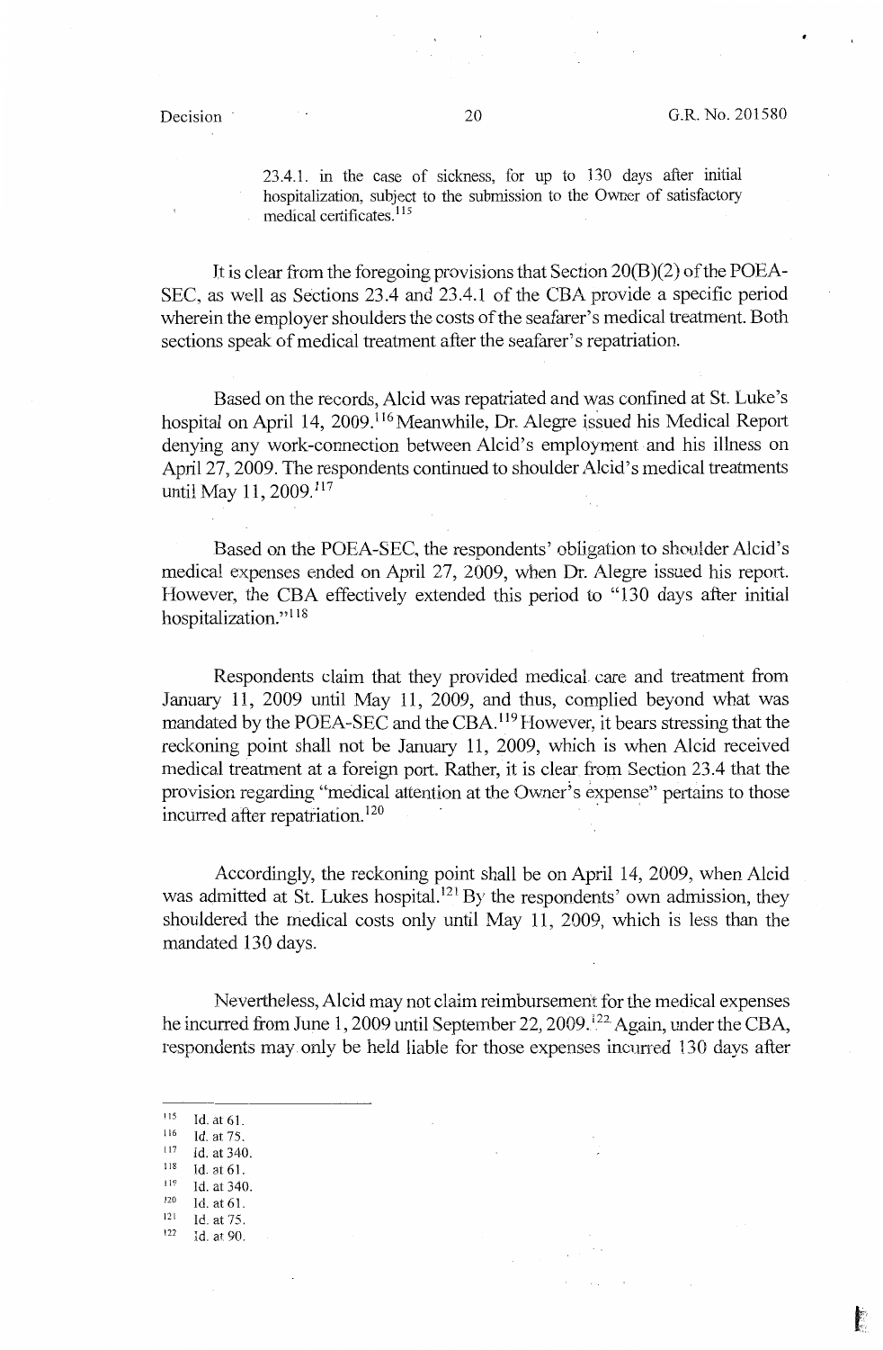23.4.1. in the case of sickness, for up to 130 days after initial hospitalization, subject to the submission to the Owner of satisfactory medical certificates.[115]

It is clear from the foregoing provisions that Section 20(B)(2) of the POEA-SEC, as well as Sections 23.4 and 23.4.1 of the CBA provide a specific period wherein the employer shoulders the costs of the seafarer's medical treatment. Both sections speak of medical treatment after the seafarer's repatriation.

Based on the records, Alcid was repatriated and was confined at St. Luke's hospital on April 14, 2009.[116] Meanwhile, Dr. Alegre issued his Medical Report denying any work-connection between Alcid's employment and his illness on April 27, 2009. The respondents continued to shoulder Alcid's medical treatments until May 11, 2009.[117]

Based on the POEA-SEC, the respondents' obligation to shoulder Alcid's medical expenses ended on April 27, 2009, when Dr. Alegre issued his report. However, the CBA effectively extended this period to "130 days after initial hospitalization."[118]

Respondents claim that they provided medical care and treatment from January 11, 2009 until May 11, 2009, and thus, complied beyond what was mandated by the POEA-SEC and the CBA.[119] However, it bears stressing that the reckoning point shall not be January 11, 2009, which is when Alcid received medical treatment at a foreign port. Rather, it is clear from Section 23.4 that the provision regarding "medical attention at the Owner's expense" pertains to those incurred after repatriation.[120]

Accordingly, the reckoning point shall be on April 14, 2009, when Alcid was admitted at St. Lukes hospital.[121] By the respondents' own admission, they shouldered the medical costs only until May 11, 2009, which is less than the mandated 130 days.

Nevertheless, Alcid may not claim reimbursement for the medical expenses he incurred from June 1, 2009 until September 22, 2009.[122] Again, under the CBA, respondents may only be held liable for those expenses incurred 130 days after

---

[115] Id. at 61.
[116] Id. at 75.
[117] Id. at 340.
[118] Id. at 61.
[119] Id. at 340.
[120] Id. at 61.
[121] Id. at 75.
[122] Id. at 90.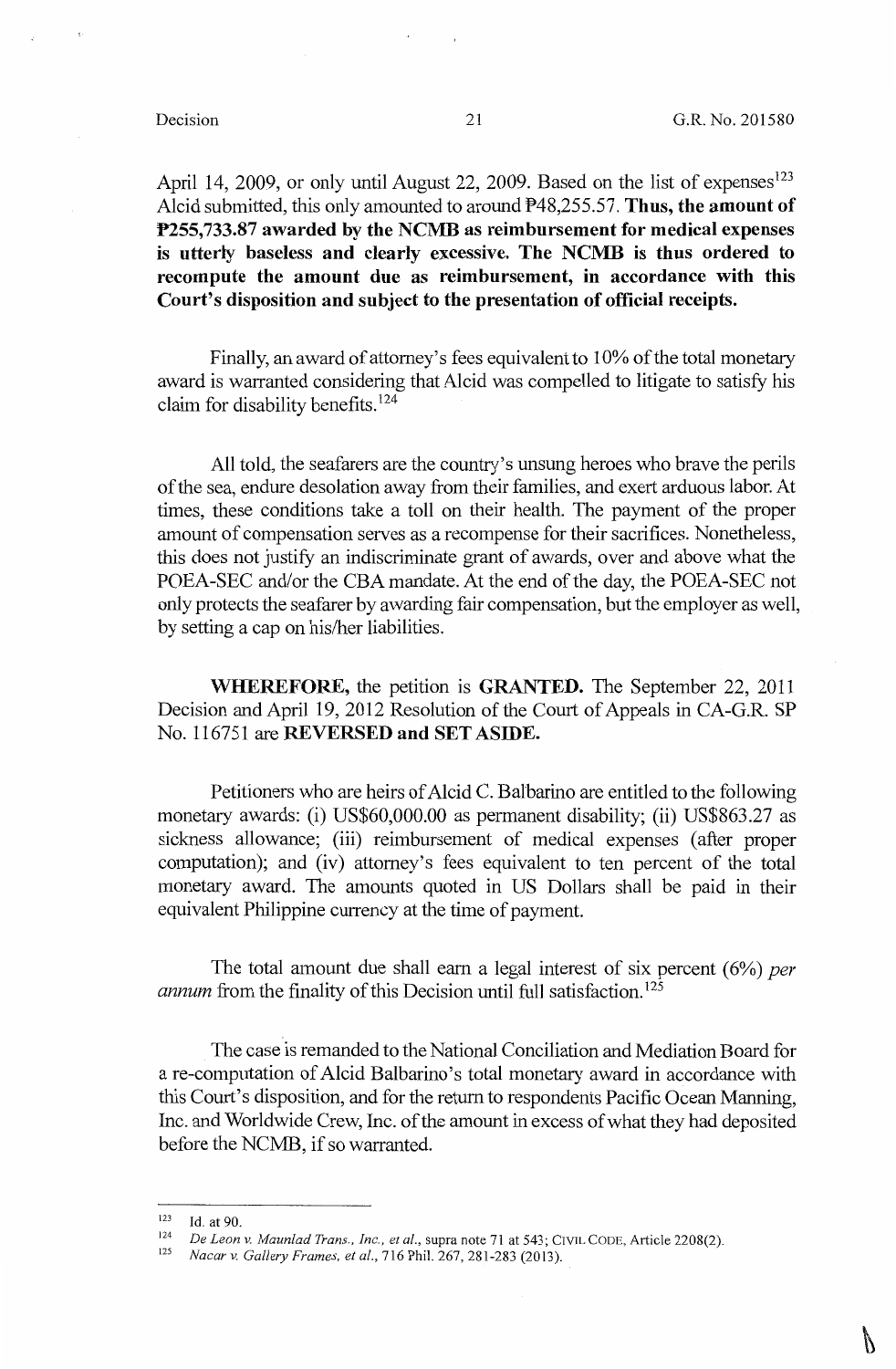April 14, 2009, or only until August 22, 2009. Based on the list of expenses[123] Alcid submitted, this only amounted to around ₱48,255.57. **Thus, the amount of ₱255,733.87 awarded by the NCMB as reimbursement for medical expenses is utterly baseless and clearly excessive. The NCMB is thus ordered to recompute the amount due as reimbursement, in accordance with this Court's disposition and subject to the presentation of official receipts.**

Finally, an award of attorney's fees equivalent to 10% of the total monetary award is warranted considering that Alcid was compelled to litigate to satisfy his claim for disability benefits.[124]

All told, the seafarers are the country's unsung heroes who brave the perils of the sea, endure desolation away from their families, and exert arduous labor. At times, these conditions take a toll on their health. The payment of the proper amount of compensation serves as a recompense for their sacrifices. Nonetheless, this does not justify an indiscriminate grant of awards, over and above what the POEA-SEC and/or the CBA mandate. At the end of the day, the POEA-SEC not only protects the seafarer by awarding fair compensation, but the employer as well, by setting a cap on his/her liabilities.

**WHEREFORE,** the petition is **GRANTED.** The September 22, 2011 Decision and April 19, 2012 Resolution of the Court of Appeals in CA-G.R. SP No. 116751 are **REVERSED and SET ASIDE.**

Petitioners who are heirs of Alcid C. Balbarino are entitled to the following monetary awards: (i) US$60,000.00 as permanent disability; (ii) US$863.27 as sickness allowance; (iii) reimbursement of medical expenses (after proper computation); and (iv) attorney's fees equivalent to ten percent of the total monetary award. The amounts quoted in US Dollars shall be paid in their equivalent Philippine currency at the time of payment.

The total amount due shall earn a legal interest of six percent (6%) *per annum* from the finality of this Decision until full satisfaction.[125]

The case is remanded to the National Conciliation and Mediation Board for a re-computation of Alcid Balbarino's total monetary award in accordance with this Court's disposition, and for the return to respondents Pacific Ocean Manning, Inc. and Worldwide Crew, Inc. of the amount in excess of what they had deposited before the NCMB, if so warranted.

---

[123] Id. at 90.

[124] *De Leon v. Maunlad Trans., Inc., et al.*, supra note 71 at 543; CIVIL CODE, Article 2208(2).

[125] *Nacar v. Gallery Frames, et al.*, 716 Phil. 267, 281-283 (2013).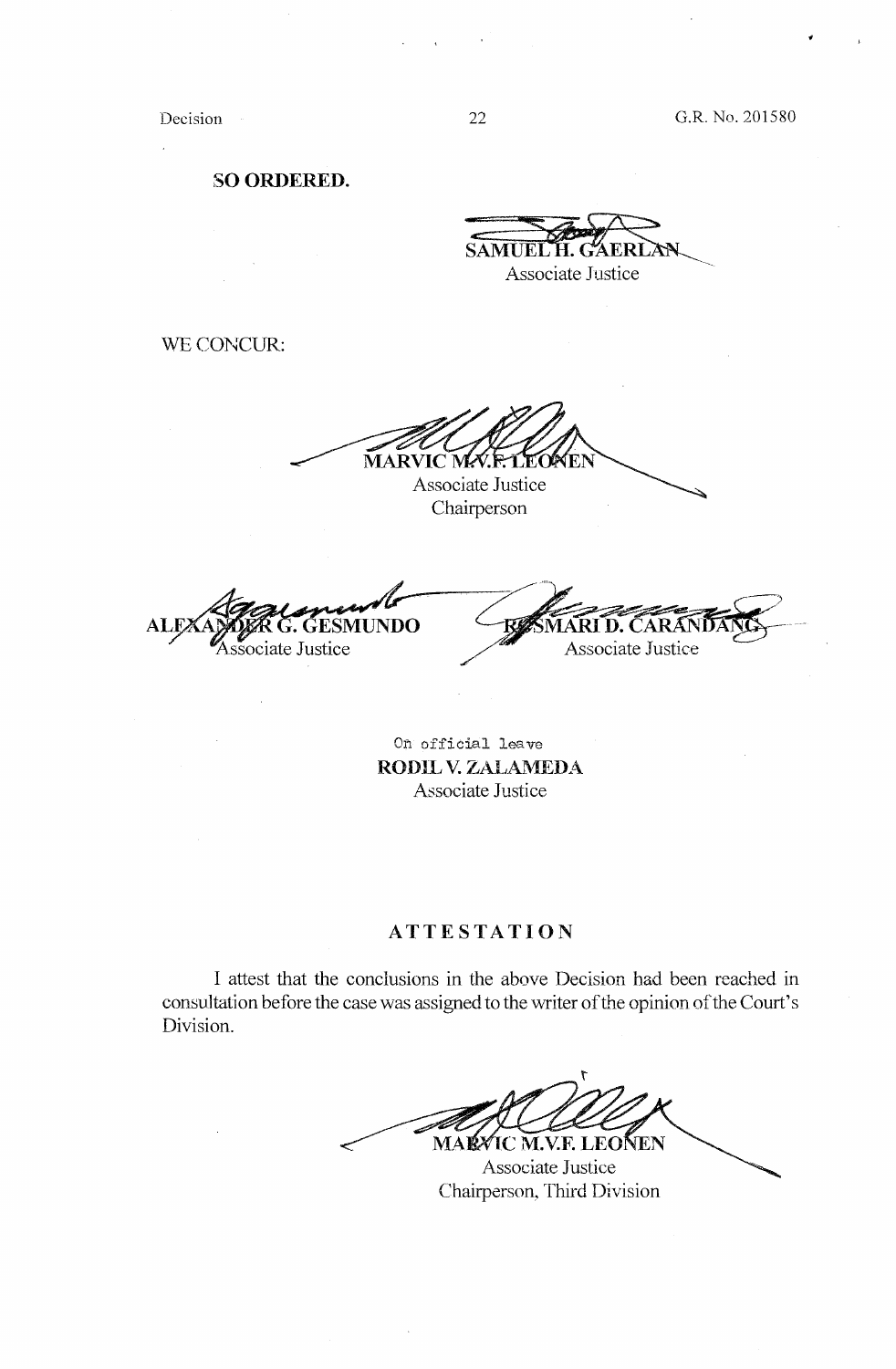**SO ORDERED.**

SAMUEL H. GAERLAN
Associate Justice

WE CONCUR:

MARVIC M.V.F. LEONEN
Associate Justice
Chairperson

ALEXANDER G. GESMUNDO
Associate Justice

ROSMARI D. CARANDANG
Associate Justice

On official leave
**RODIL V. ZALAMEDA**
Associate Justice

## ATTESTATION

I attest that the conclusions in the above Decision had been reached in consultation before the case was assigned to the writer of the opinion of the Court's Division.

MARVIC M.V.F. LEONEN
Associate Justice
Chairperson, Third Division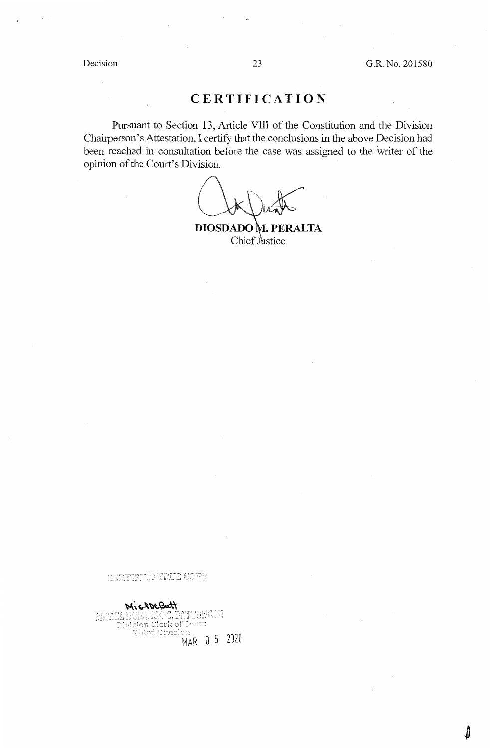## CERTIFICATION

Pursuant to Section 13, Article VIII of the Constitution and the Division Chairperson's Attestation, I certify that the conclusions in the above Decision had been reached in consultation before the case was assigned to the writer of the opinion of the Court's Division.

**DIOSDADO M. PERALTA**
Chief Justice

CERTIFIED TRUE COPY

MISAEL DOMINGO C. BATTUNG III
Division Clerk of Court
Third Division
MAR 05 2021